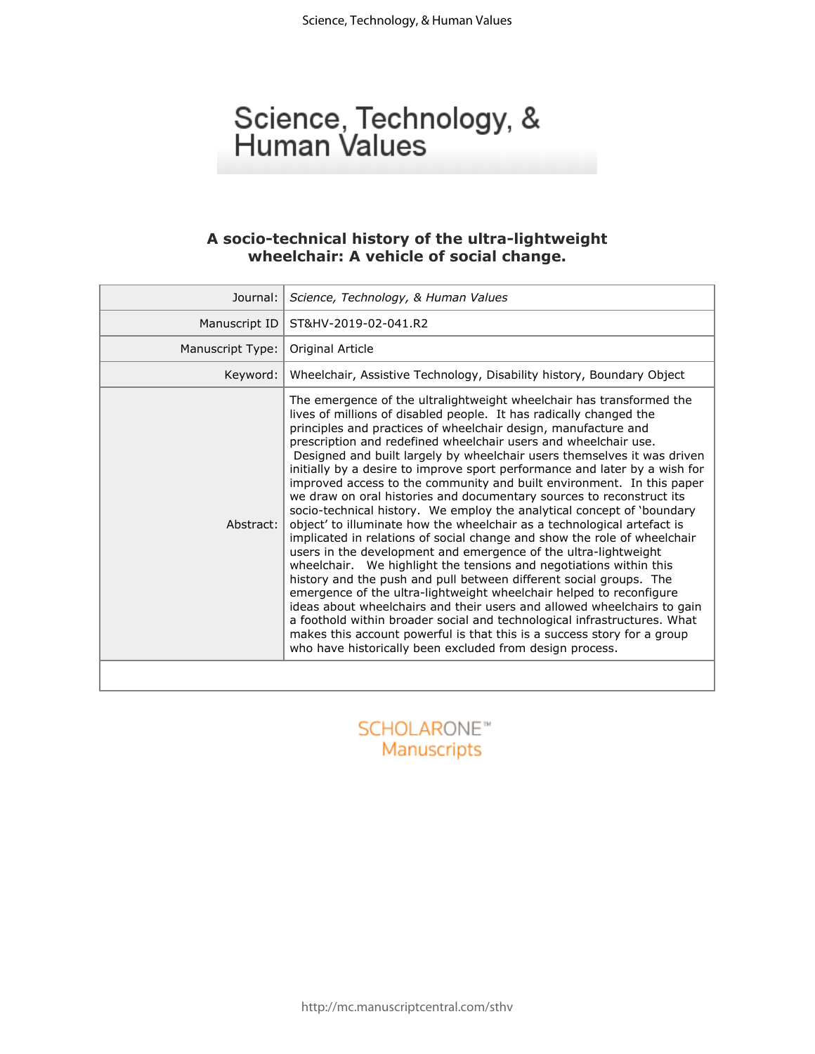# Science, Technology, & Human Values

## A socio-technical history of the ultra-lightweight wheelchair: A vehicle of social change.

| | |
|---|---|
| Journal: | *Science, Technology, & Human Values* |
| Manuscript ID | ST&HV-2019-02-041.R2 |
| Manuscript Type: | Original Article |
| Keyword: | Wheelchair, Assistive Technology, Disability history, Boundary Object |
| Abstract: | The emergence of the ultralightweight wheelchair has transformed the lives of millions of disabled people. It has radically changed the principles and practices of wheelchair design, manufacture and prescription and redefined wheelchair users and wheelchair use. Designed and built largely by wheelchair users themselves it was driven initially by a desire to improve sport performance and later by a wish for improved access to the community and built environment. In this paper we draw on oral histories and documentary sources to reconstruct its socio-technical history. We employ the analytical concept of 'boundary object' to illuminate how the wheelchair as a technological artefact is implicated in relations of social change and show the role of wheelchair users in the development and emergence of the ultra-lightweight wheelchair. We highlight the tensions and negotiations within this history and the push and pull between different social groups. The emergence of the ultra-lightweight wheelchair helped to reconfigure ideas about wheelchairs and their users and allowed wheelchairs to gain a foothold within broader social and technological infrastructures. What makes this account powerful is that this is a success story for a group who have historically been excluded from design process. |

SCHOLARONE™ Manuscripts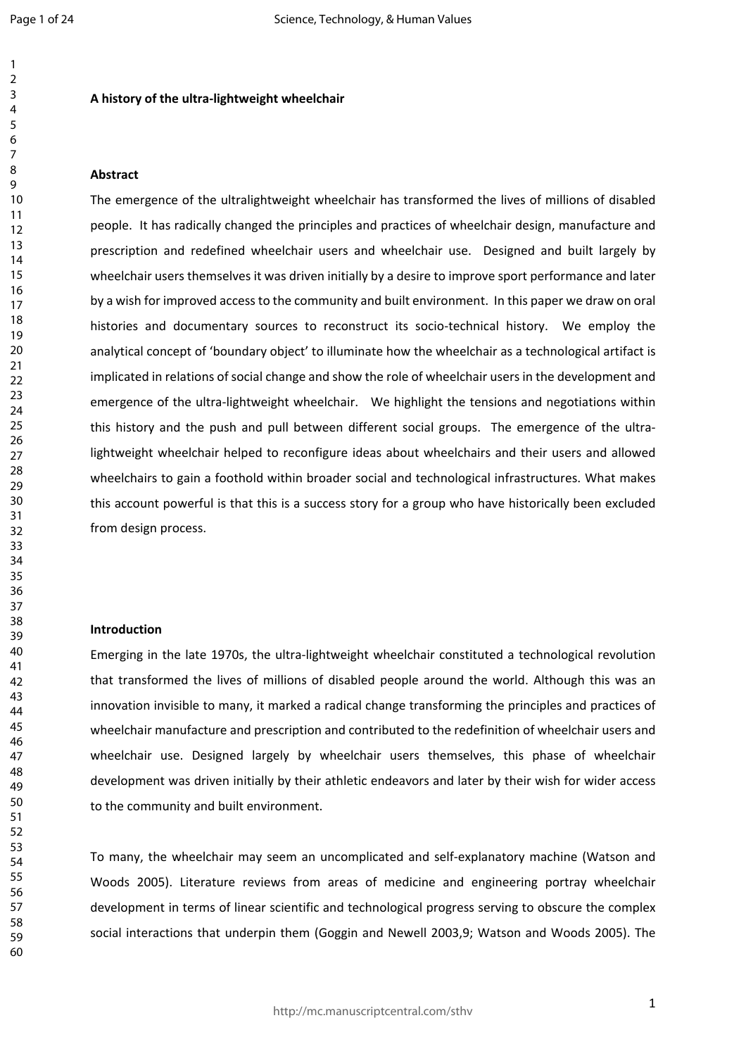**A history of the ultra-lightweight wheelchair**

**Abstract**

The emergence of the ultralightweight wheelchair has transformed the lives of millions of disabled people. It has radically changed the principles and practices of wheelchair design, manufacture and prescription and redefined wheelchair users and wheelchair use. Designed and built largely by wheelchair users themselves it was driven initially by a desire to improve sport performance and later by a wish for improved access to the community and built environment. In this paper we draw on oral histories and documentary sources to reconstruct its socio-technical history. We employ the analytical concept of 'boundary object' to illuminate how the wheelchair as a technological artifact is implicated in relations of social change and show the role of wheelchair users in the development and emergence of the ultra-lightweight wheelchair. We highlight the tensions and negotiations within this history and the push and pull between different social groups. The emergence of the ultra-lightweight wheelchair helped to reconfigure ideas about wheelchairs and their users and allowed wheelchairs to gain a foothold within broader social and technological infrastructures. What makes this account powerful is that this is a success story for a group who have historically been excluded from design process.

**Introduction**

Emerging in the late 1970s, the ultra-lightweight wheelchair constituted a technological revolution that transformed the lives of millions of disabled people around the world. Although this was an innovation invisible to many, it marked a radical change transforming the principles and practices of wheelchair manufacture and prescription and contributed to the redefinition of wheelchair users and wheelchair use. Designed largely by wheelchair users themselves, this phase of wheelchair development was driven initially by their athletic endeavors and later by their wish for wider access to the community and built environment.

To many, the wheelchair may seem an uncomplicated and self-explanatory machine (Watson and Woods 2005). Literature reviews from areas of medicine and engineering portray wheelchair development in terms of linear scientific and technological progress serving to obscure the complex social interactions that underpin them (Goggin and Newell 2003,9; Watson and Woods 2005). The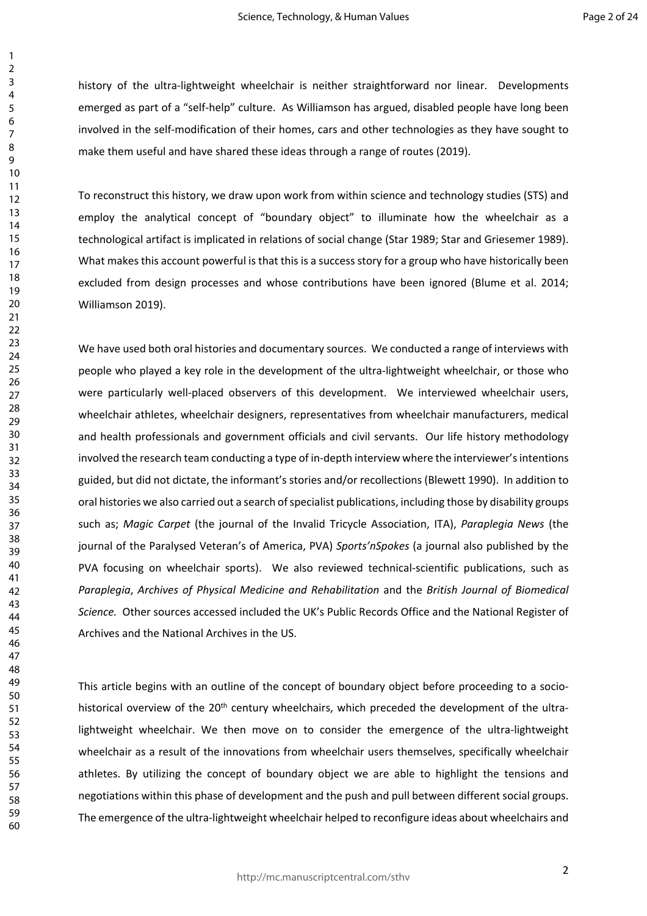history of the ultra-lightweight wheelchair is neither straightforward nor linear. Developments emerged as part of a "self-help" culture. As Williamson has argued, disabled people have long been involved in the self-modification of their homes, cars and other technologies as they have sought to make them useful and have shared these ideas through a range of routes (2019).

To reconstruct this history, we draw upon work from within science and technology studies (STS) and employ the analytical concept of "boundary object" to illuminate how the wheelchair as a technological artifact is implicated in relations of social change (Star 1989; Star and Griesemer 1989). What makes this account powerful is that this is a success story for a group who have historically been excluded from design processes and whose contributions have been ignored (Blume et al. 2014; Williamson 2019).

We have used both oral histories and documentary sources. We conducted a range of interviews with people who played a key role in the development of the ultra-lightweight wheelchair, or those who were particularly well-placed observers of this development. We interviewed wheelchair users, wheelchair athletes, wheelchair designers, representatives from wheelchair manufacturers, medical and health professionals and government officials and civil servants. Our life history methodology involved the research team conducting a type of in-depth interview where the interviewer's intentions guided, but did not dictate, the informant's stories and/or recollections (Blewett 1990). In addition to oral histories we also carried out a search of specialist publications, including those by disability groups such as; *Magic Carpet* (the journal of the Invalid Tricycle Association, ITA), *Paraplegia News* (the journal of the Paralysed Veteran's of America, PVA) *Sports'nSpokes* (a journal also published by the PVA focusing on wheelchair sports). We also reviewed technical-scientific publications, such as *Paraplegia*, *Archives of Physical Medicine and Rehabilitation* and the *British Journal of Biomedical Science.* Other sources accessed included the UK's Public Records Office and the National Register of Archives and the National Archives in the US.

This article begins with an outline of the concept of boundary object before proceeding to a socio-historical overview of the 20th century wheelchairs, which preceded the development of the ultra-lightweight wheelchair. We then move on to consider the emergence of the ultra-lightweight wheelchair as a result of the innovations from wheelchair users themselves, specifically wheelchair athletes. By utilizing the concept of boundary object we are able to highlight the tensions and negotiations within this phase of development and the push and pull between different social groups. The emergence of the ultra-lightweight wheelchair helped to reconfigure ideas about wheelchairs and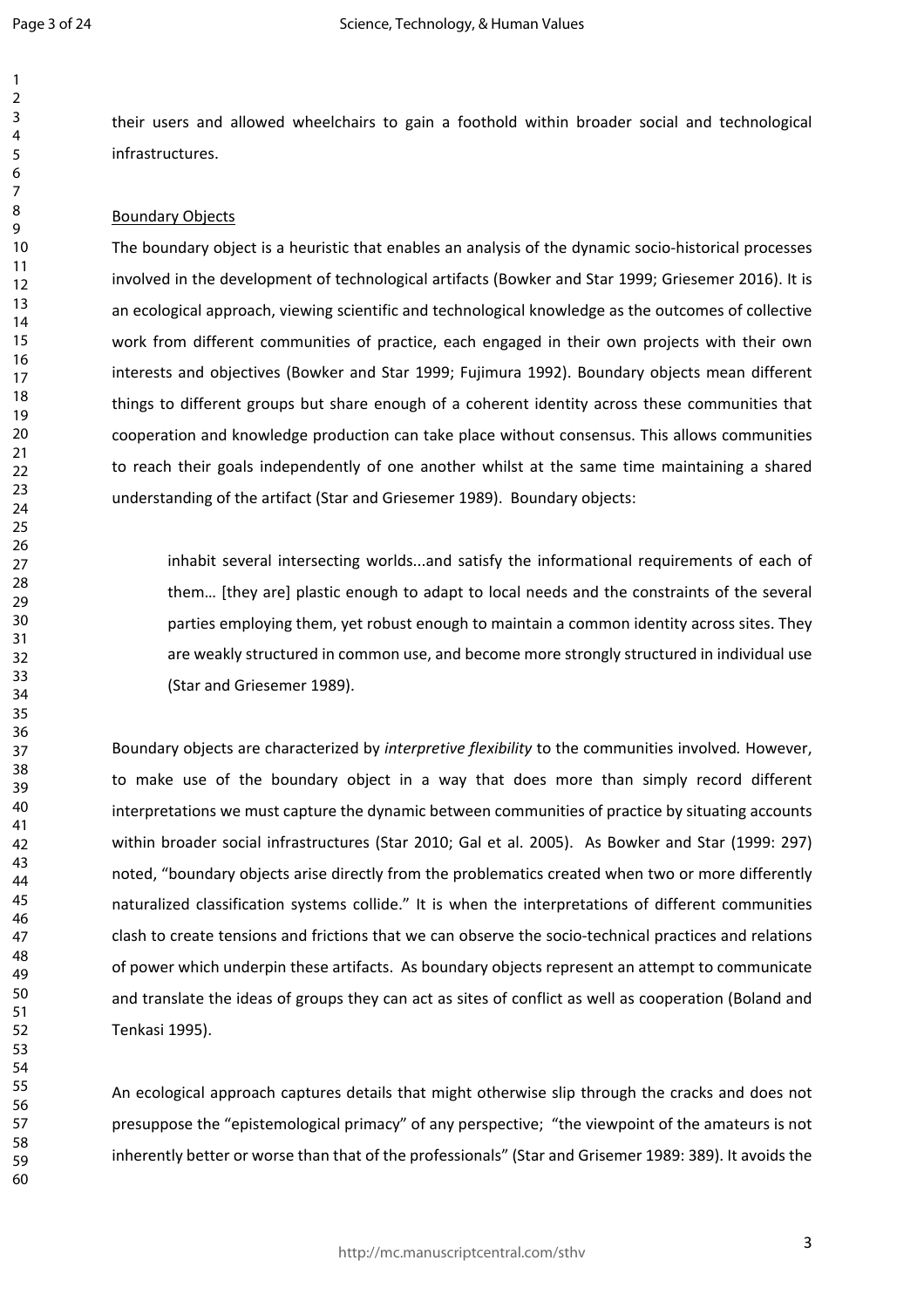their users and allowed wheelchairs to gain a foothold within broader social and technological infrastructures.

## Boundary Objects

The boundary object is a heuristic that enables an analysis of the dynamic socio-historical processes involved in the development of technological artifacts (Bowker and Star 1999; Griesemer 2016). It is an ecological approach, viewing scientific and technological knowledge as the outcomes of collective work from different communities of practice, each engaged in their own projects with their own interests and objectives (Bowker and Star 1999; Fujimura 1992). Boundary objects mean different things to different groups but share enough of a coherent identity across these communities that cooperation and knowledge production can take place without consensus. This allows communities to reach their goals independently of one another whilst at the same time maintaining a shared understanding of the artifact (Star and Griesemer 1989). Boundary objects:

> inhabit several intersecting worlds...and satisfy the informational requirements of each of them… [they are] plastic enough to adapt to local needs and the constraints of the several parties employing them, yet robust enough to maintain a common identity across sites. They are weakly structured in common use, and become more strongly structured in individual use (Star and Griesemer 1989).

Boundary objects are characterized by *interpretive flexibility* to the communities involved*.* However, to make use of the boundary object in a way that does more than simply record different interpretations we must capture the dynamic between communities of practice by situating accounts within broader social infrastructures (Star 2010; Gal et al. 2005). As Bowker and Star (1999: 297) noted, "boundary objects arise directly from the problematics created when two or more differently naturalized classification systems collide." It is when the interpretations of different communities clash to create tensions and frictions that we can observe the socio-technical practices and relations of power which underpin these artifacts. As boundary objects represent an attempt to communicate and translate the ideas of groups they can act as sites of conflict as well as cooperation (Boland and Tenkasi 1995).

An ecological approach captures details that might otherwise slip through the cracks and does not presuppose the "epistemological primacy" of any perspective; "the viewpoint of the amateurs is not inherently better or worse than that of the professionals" (Star and Grisemer 1989: 389). It avoids the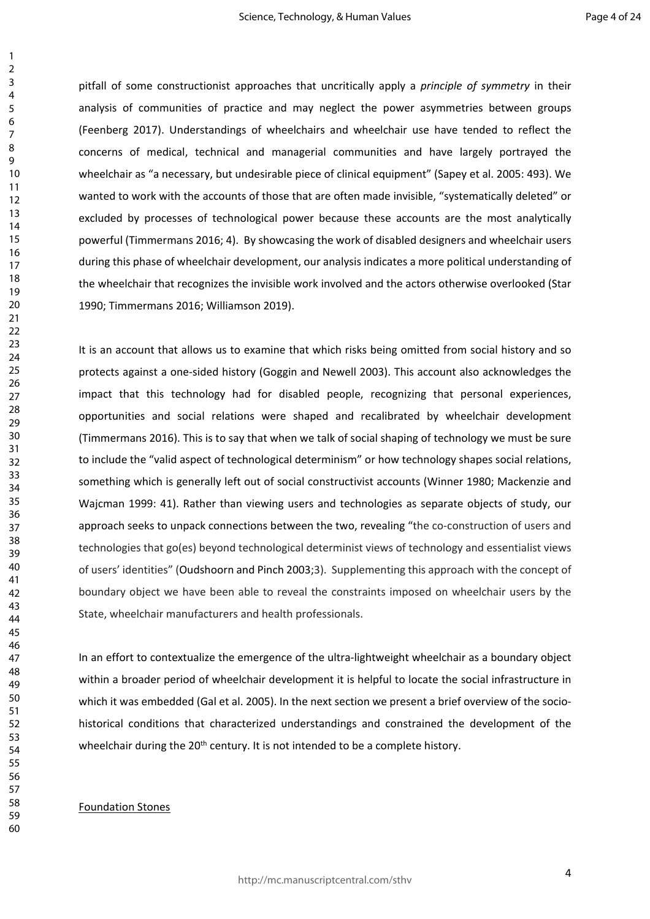pitfall of some constructionist approaches that uncritically apply a *principle of symmetry* in their analysis of communities of practice and may neglect the power asymmetries between groups (Feenberg 2017). Understandings of wheelchairs and wheelchair use have tended to reflect the concerns of medical, technical and managerial communities and have largely portrayed the wheelchair as "a necessary, but undesirable piece of clinical equipment" (Sapey et al. 2005: 493). We wanted to work with the accounts of those that are often made invisible, "systematically deleted" or excluded by processes of technological power because these accounts are the most analytically powerful (Timmermans 2016; 4). By showcasing the work of disabled designers and wheelchair users during this phase of wheelchair development, our analysis indicates a more political understanding of the wheelchair that recognizes the invisible work involved and the actors otherwise overlooked (Star 1990; Timmermans 2016; Williamson 2019).

It is an account that allows us to examine that which risks being omitted from social history and so protects against a one-sided history (Goggin and Newell 2003). This account also acknowledges the impact that this technology had for disabled people, recognizing that personal experiences, opportunities and social relations were shaped and recalibrated by wheelchair development (Timmermans 2016). This is to say that when we talk of social shaping of technology we must be sure to include the "valid aspect of technological determinism" or how technology shapes social relations, something which is generally left out of social constructivist accounts (Winner 1980; Mackenzie and Wajcman 1999: 41). Rather than viewing users and technologies as separate objects of study, our approach seeks to unpack connections between the two, revealing "the co-construction of users and technologies that go(es) beyond technological determinist views of technology and essentialist views of users' identities" (Oudshoorn and Pinch 2003;3). Supplementing this approach with the concept of boundary object we have been able to reveal the constraints imposed on wheelchair users by the State, wheelchair manufacturers and health professionals.

In an effort to contextualize the emergence of the ultra-lightweight wheelchair as a boundary object within a broader period of wheelchair development it is helpful to locate the social infrastructure in which it was embedded (Gal et al. 2005). In the next section we present a brief overview of the socio-historical conditions that characterized understandings and constrained the development of the wheelchair during the 20th century. It is not intended to be a complete history.

## Foundation Stones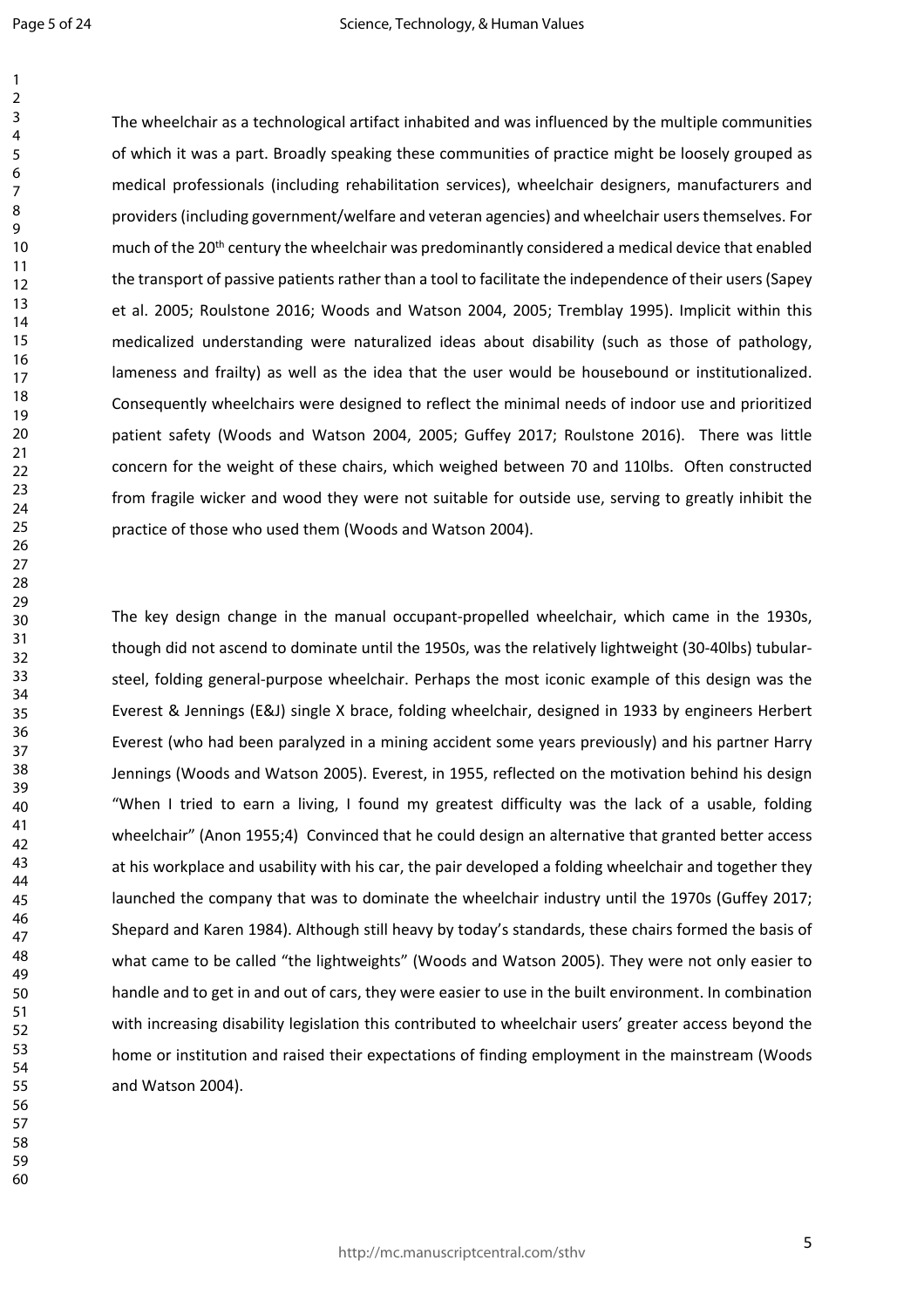The wheelchair as a technological artifact inhabited and was influenced by the multiple communities of which it was a part. Broadly speaking these communities of practice might be loosely grouped as medical professionals (including rehabilitation services), wheelchair designers, manufacturers and providers (including government/welfare and veteran agencies) and wheelchair users themselves. For much of the 20th century the wheelchair was predominantly considered a medical device that enabled the transport of passive patients rather than a tool to facilitate the independence of their users (Sapey et al. 2005; Roulstone 2016; Woods and Watson 2004, 2005; Tremblay 1995). Implicit within this medicalized understanding were naturalized ideas about disability (such as those of pathology, lameness and frailty) as well as the idea that the user would be housebound or institutionalized. Consequently wheelchairs were designed to reflect the minimal needs of indoor use and prioritized patient safety (Woods and Watson 2004, 2005; Guffey 2017; Roulstone 2016). There was little concern for the weight of these chairs, which weighed between 70 and 110lbs. Often constructed from fragile wicker and wood they were not suitable for outside use, serving to greatly inhibit the practice of those who used them (Woods and Watson 2004).

The key design change in the manual occupant-propelled wheelchair, which came in the 1930s, though did not ascend to dominate until the 1950s, was the relatively lightweight (30-40lbs) tubular-steel, folding general-purpose wheelchair. Perhaps the most iconic example of this design was the Everest & Jennings (E&J) single X brace, folding wheelchair, designed in 1933 by engineers Herbert Everest (who had been paralyzed in a mining accident some years previously) and his partner Harry Jennings (Woods and Watson 2005). Everest, in 1955, reflected on the motivation behind his design "When I tried to earn a living, I found my greatest difficulty was the lack of a usable, folding wheelchair" (Anon 1955;4) Convinced that he could design an alternative that granted better access at his workplace and usability with his car, the pair developed a folding wheelchair and together they launched the company that was to dominate the wheelchair industry until the 1970s (Guffey 2017; Shepard and Karen 1984). Although still heavy by today's standards, these chairs formed the basis of what came to be called "the lightweights" (Woods and Watson 2005). They were not only easier to handle and to get in and out of cars, they were easier to use in the built environment. In combination with increasing disability legislation this contributed to wheelchair users' greater access beyond the home or institution and raised their expectations of finding employment in the mainstream (Woods and Watson 2004).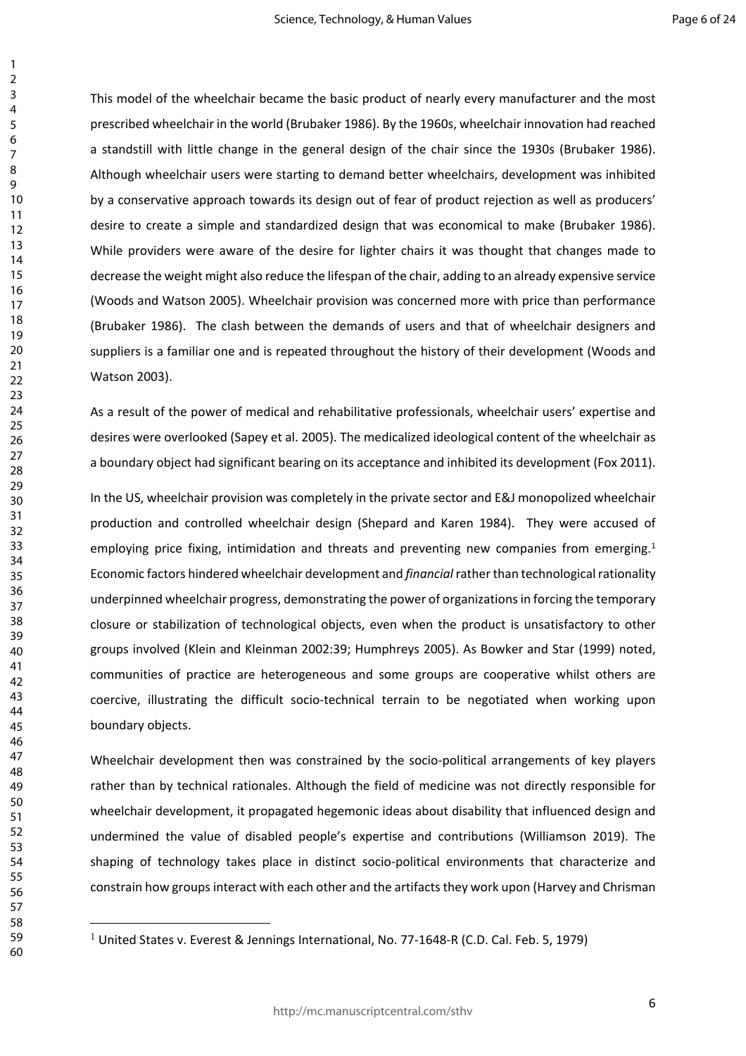This model of the wheelchair became the basic product of nearly every manufacturer and the most prescribed wheelchair in the world (Brubaker 1986). By the 1960s, wheelchair innovation had reached a standstill with little change in the general design of the chair since the 1930s (Brubaker 1986). Although wheelchair users were starting to demand better wheelchairs, development was inhibited by a conservative approach towards its design out of fear of product rejection as well as producers' desire to create a simple and standardized design that was economical to make (Brubaker 1986). While providers were aware of the desire for lighter chairs it was thought that changes made to decrease the weight might also reduce the lifespan of the chair, adding to an already expensive service (Woods and Watson 2005). Wheelchair provision was concerned more with price than performance (Brubaker 1986). The clash between the demands of users and that of wheelchair designers and suppliers is a familiar one and is repeated throughout the history of their development (Woods and Watson 2003).

As a result of the power of medical and rehabilitative professionals, wheelchair users' expertise and desires were overlooked (Sapey et al. 2005). The medicalized ideological content of the wheelchair as a boundary object had significant bearing on its acceptance and inhibited its development (Fox 2011).

In the US, wheelchair provision was completely in the private sector and E&J monopolized wheelchair production and controlled wheelchair design (Shepard and Karen 1984). They were accused of employing price fixing, intimidation and threats and preventing new companies from emerging.[1] Economic factors hindered wheelchair development and *financial* rather than technological rationality underpinned wheelchair progress, demonstrating the power of organizations in forcing the temporary closure or stabilization of technological objects, even when the product is unsatisfactory to other groups involved (Klein and Kleinman 2002:39; Humphreys 2005). As Bowker and Star (1999) noted, communities of practice are heterogeneous and some groups are cooperative whilst others are coercive, illustrating the difficult socio-technical terrain to be negotiated when working upon boundary objects.

Wheelchair development then was constrained by the socio-political arrangements of key players rather than by technical rationales. Although the field of medicine was not directly responsible for wheelchair development, it propagated hegemonic ideas about disability that influenced design and undermined the value of disabled people's expertise and contributions (Williamson 2019). The shaping of technology takes place in distinct socio-political environments that characterize and constrain how groups interact with each other and the artifacts they work upon (Harvey and Chrisman

---

[1] United States v. Everest & Jennings International, No. 77-1648-R (C.D. Cal. Feb. 5, 1979)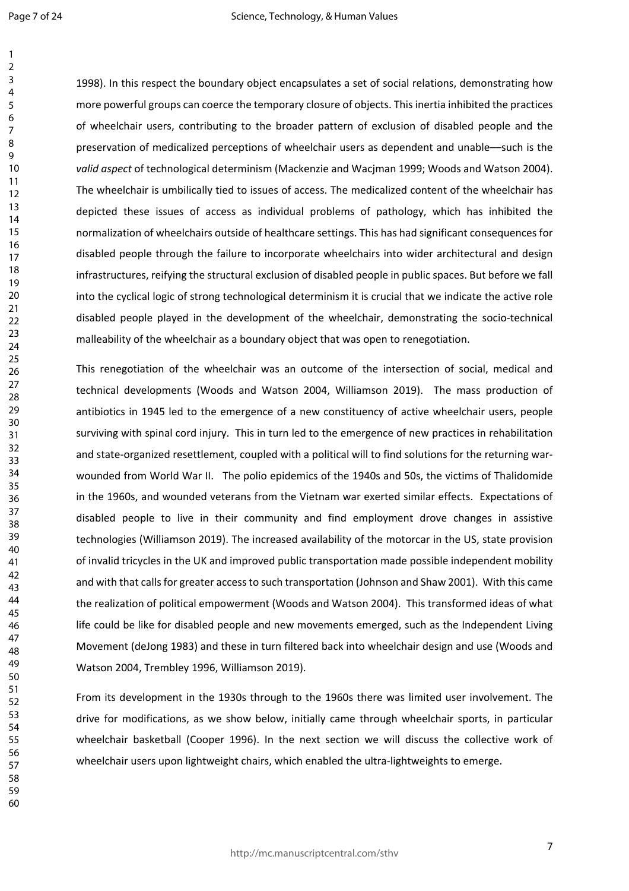1998). In this respect the boundary object encapsulates a set of social relations, demonstrating how more powerful groups can coerce the temporary closure of objects. This inertia inhibited the practices of wheelchair users, contributing to the broader pattern of exclusion of disabled people and the preservation of medicalized perceptions of wheelchair users as dependent and unable—such is the *valid aspect* of technological determinism (Mackenzie and Wacjman 1999; Woods and Watson 2004). The wheelchair is umbilically tied to issues of access. The medicalized content of the wheelchair has depicted these issues of access as individual problems of pathology, which has inhibited the normalization of wheelchairs outside of healthcare settings. This has had significant consequences for disabled people through the failure to incorporate wheelchairs into wider architectural and design infrastructures, reifying the structural exclusion of disabled people in public spaces. But before we fall into the cyclical logic of strong technological determinism it is crucial that we indicate the active role disabled people played in the development of the wheelchair, demonstrating the socio-technical malleability of the wheelchair as a boundary object that was open to renegotiation.

This renegotiation of the wheelchair was an outcome of the intersection of social, medical and technical developments (Woods and Watson 2004, Williamson 2019). The mass production of antibiotics in 1945 led to the emergence of a new constituency of active wheelchair users, people surviving with spinal cord injury. This in turn led to the emergence of new practices in rehabilitation and state-organized resettlement, coupled with a political will to find solutions for the returning war-wounded from World War II. The polio epidemics of the 1940s and 50s, the victims of Thalidomide in the 1960s, and wounded veterans from the Vietnam war exerted similar effects. Expectations of disabled people to live in their community and find employment drove changes in assistive technologies (Williamson 2019). The increased availability of the motorcar in the US, state provision of invalid tricycles in the UK and improved public transportation made possible independent mobility and with that calls for greater access to such transportation (Johnson and Shaw 2001). With this came the realization of political empowerment (Woods and Watson 2004). This transformed ideas of what life could be like for disabled people and new movements emerged, such as the Independent Living Movement (deJong 1983) and these in turn filtered back into wheelchair design and use (Woods and Watson 2004, Trembley 1996, Williamson 2019).

From its development in the 1930s through to the 1960s there was limited user involvement. The drive for modifications, as we show below, initially came through wheelchair sports, in particular wheelchair basketball (Cooper 1996). In the next section we will discuss the collective work of wheelchair users upon lightweight chairs, which enabled the ultra-lightweights to emerge.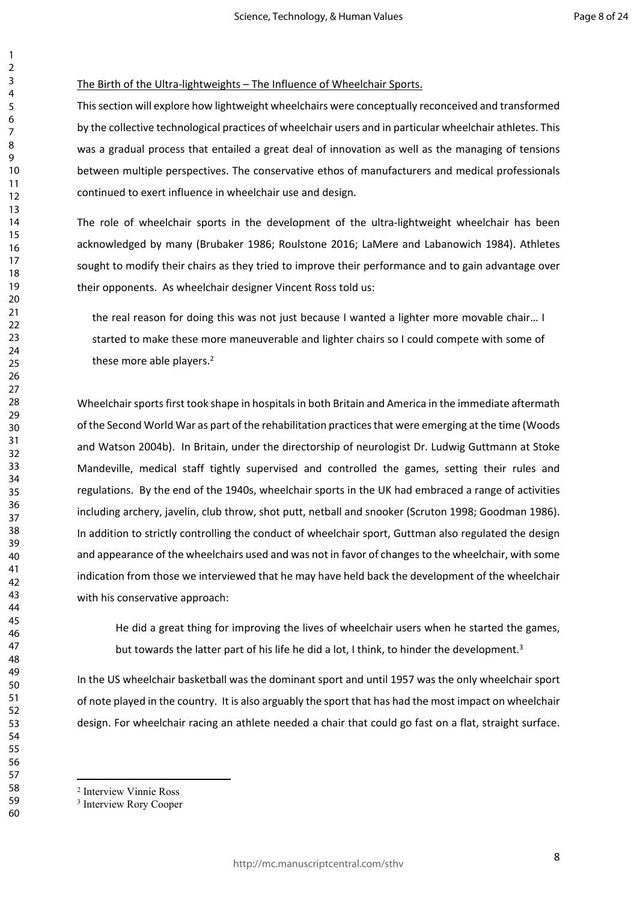The Birth of the Ultra-lightweights – The Influence of Wheelchair Sports.

This section will explore how lightweight wheelchairs were conceptually reconceived and transformed by the collective technological practices of wheelchair users and in particular wheelchair athletes. This was a gradual process that entailed a great deal of innovation as well as the managing of tensions between multiple perspectives. The conservative ethos of manufacturers and medical professionals continued to exert influence in wheelchair use and design.

The role of wheelchair sports in the development of the ultra-lightweight wheelchair has been acknowledged by many (Brubaker 1986; Roulstone 2016; LaMere and Labanowich 1984). Athletes sought to modify their chairs as they tried to improve their performance and to gain advantage over their opponents. As wheelchair designer Vincent Ross told us:

> the real reason for doing this was not just because I wanted a lighter more movable chair… I started to make these more maneuverable and lighter chairs so I could compete with some of these more able players.[2]

Wheelchair sports first took shape in hospitals in both Britain and America in the immediate aftermath of the Second World War as part of the rehabilitation practices that were emerging at the time (Woods and Watson 2004b). In Britain, under the directorship of neurologist Dr. Ludwig Guttmann at Stoke Mandeville, medical staff tightly supervised and controlled the games, setting their rules and regulations. By the end of the 1940s, wheelchair sports in the UK had embraced a range of activities including archery, javelin, club throw, shot putt, netball and snooker (Scruton 1998; Goodman 1986). In addition to strictly controlling the conduct of wheelchair sport, Guttman also regulated the design and appearance of the wheelchairs used and was not in favor of changes to the wheelchair, with some indication from those we interviewed that he may have held back the development of the wheelchair with his conservative approach:

> He did a great thing for improving the lives of wheelchair users when he started the games, but towards the latter part of his life he did a lot, I think, to hinder the development.[3]

In the US wheelchair basketball was the dominant sport and until 1957 was the only wheelchair sport of note played in the country. It is also arguably the sport that has had the most impact on wheelchair design. For wheelchair racing an athlete needed a chair that could go fast on a flat, straight surface.

[2] Interview Vinnie Ross

[3] Interview Rory Cooper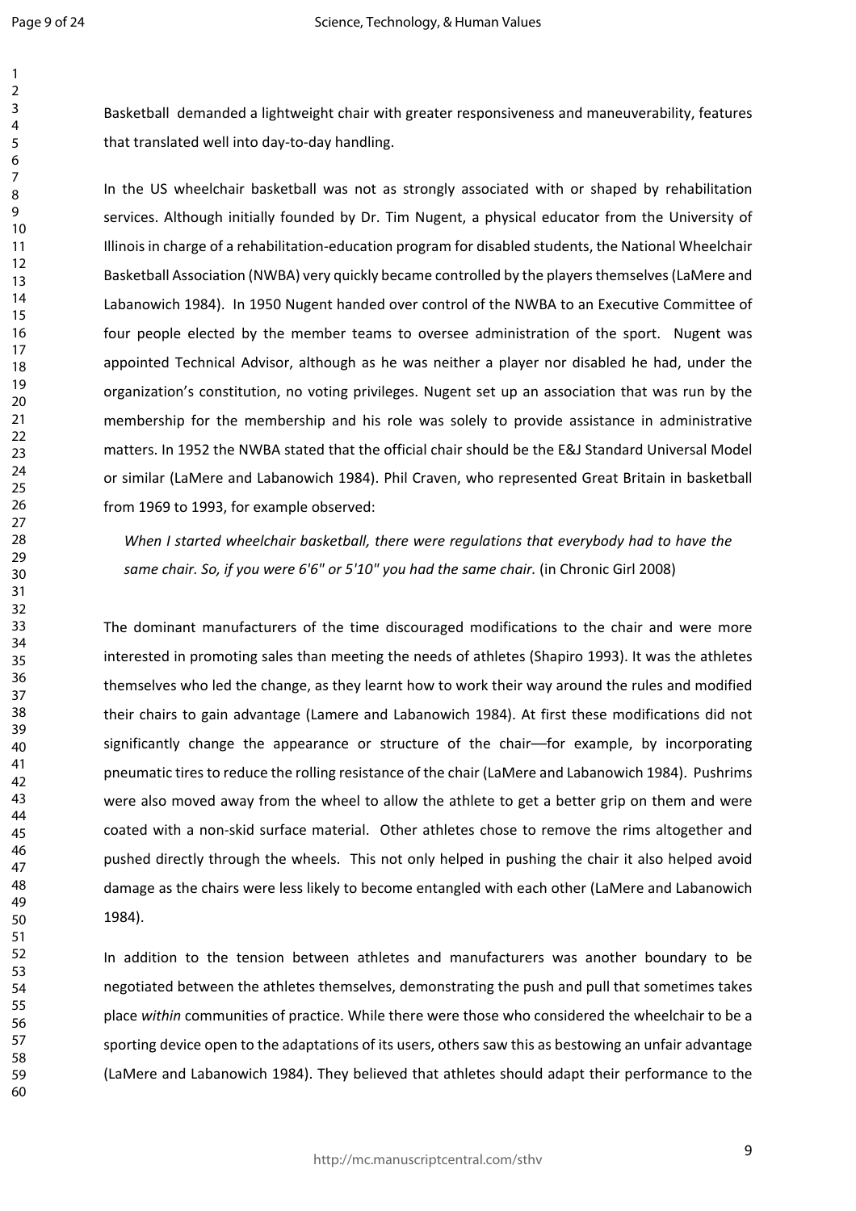Basketball demanded a lightweight chair with greater responsiveness and maneuverability, features that translated well into day-to-day handling.

In the US wheelchair basketball was not as strongly associated with or shaped by rehabilitation services. Although initially founded by Dr. Tim Nugent, a physical educator from the University of Illinois in charge of a rehabilitation-education program for disabled students, the National Wheelchair Basketball Association (NWBA) very quickly became controlled by the players themselves (LaMere and Labanowich 1984). In 1950 Nugent handed over control of the NWBA to an Executive Committee of four people elected by the member teams to oversee administration of the sport. Nugent was appointed Technical Advisor, although as he was neither a player nor disabled he had, under the organization's constitution, no voting privileges. Nugent set up an association that was run by the membership for the membership and his role was solely to provide assistance in administrative matters. In 1952 the NWBA stated that the official chair should be the E&J Standard Universal Model or similar (LaMere and Labanowich 1984). Phil Craven, who represented Great Britain in basketball from 1969 to 1993, for example observed:

> *When I started wheelchair basketball, there were regulations that everybody had to have the same chair. So, if you were 6'6" or 5'10" you had the same chair.* (in Chronic Girl 2008)

The dominant manufacturers of the time discouraged modifications to the chair and were more interested in promoting sales than meeting the needs of athletes (Shapiro 1993). It was the athletes themselves who led the change, as they learnt how to work their way around the rules and modified their chairs to gain advantage (Lamere and Labanowich 1984). At first these modifications did not significantly change the appearance or structure of the chair—for example, by incorporating pneumatic tires to reduce the rolling resistance of the chair (LaMere and Labanowich 1984). Pushrims were also moved away from the wheel to allow the athlete to get a better grip on them and were coated with a non-skid surface material. Other athletes chose to remove the rims altogether and pushed directly through the wheels. This not only helped in pushing the chair it also helped avoid damage as the chairs were less likely to become entangled with each other (LaMere and Labanowich 1984).

In addition to the tension between athletes and manufacturers was another boundary to be negotiated between the athletes themselves, demonstrating the push and pull that sometimes takes place *within* communities of practice. While there were those who considered the wheelchair to be a sporting device open to the adaptations of its users, others saw this as bestowing an unfair advantage (LaMere and Labanowich 1984). They believed that athletes should adapt their performance to the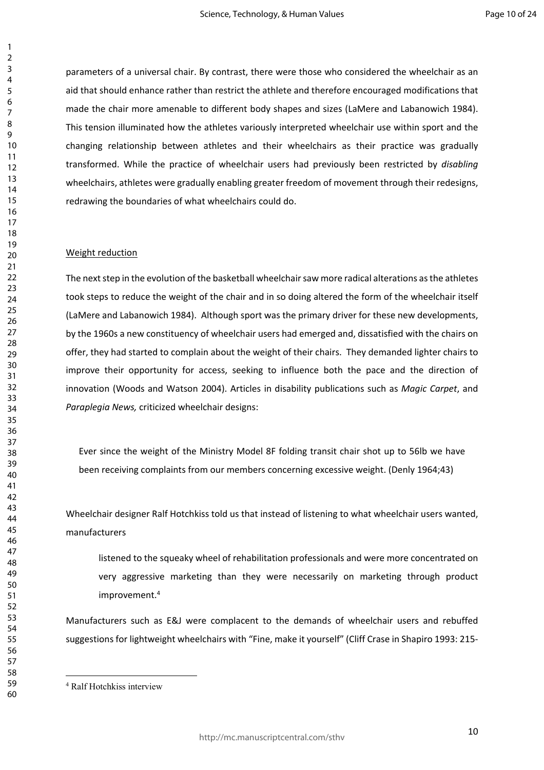parameters of a universal chair. By contrast, there were those who considered the wheelchair as an aid that should enhance rather than restrict the athlete and therefore encouraged modifications that made the chair more amenable to different body shapes and sizes (LaMere and Labanowich 1984). This tension illuminated how the athletes variously interpreted wheelchair use within sport and the changing relationship between athletes and their wheelchairs as their practice was gradually transformed. While the practice of wheelchair users had previously been restricted by *disabling* wheelchairs, athletes were gradually enabling greater freedom of movement through their redesigns, redrawing the boundaries of what wheelchairs could do.

Weight reduction

The next step in the evolution of the basketball wheelchair saw more radical alterations as the athletes took steps to reduce the weight of the chair and in so doing altered the form of the wheelchair itself (LaMere and Labanowich 1984). Although sport was the primary driver for these new developments, by the 1960s a new constituency of wheelchair users had emerged and, dissatisfied with the chairs on offer, they had started to complain about the weight of their chairs. They demanded lighter chairs to improve their opportunity for access, seeking to influence both the pace and the direction of innovation (Woods and Watson 2004). Articles in disability publications such as *Magic Carpet*, and *Paraplegia News,* criticized wheelchair designs:

> Ever since the weight of the Ministry Model 8F folding transit chair shot up to 56lb we have been receiving complaints from our members concerning excessive weight. (Denly 1964;43)

Wheelchair designer Ralf Hotchkiss told us that instead of listening to what wheelchair users wanted, manufacturers

> listened to the squeaky wheel of rehabilitation professionals and were more concentrated on very aggressive marketing than they were necessarily on marketing through product improvement.[4]

Manufacturers such as E&J were complacent to the demands of wheelchair users and rebuffed suggestions for lightweight wheelchairs with "Fine, make it yourself" (Cliff Crase in Shapiro 1993: 215-

[4] Ralf Hotchkiss interview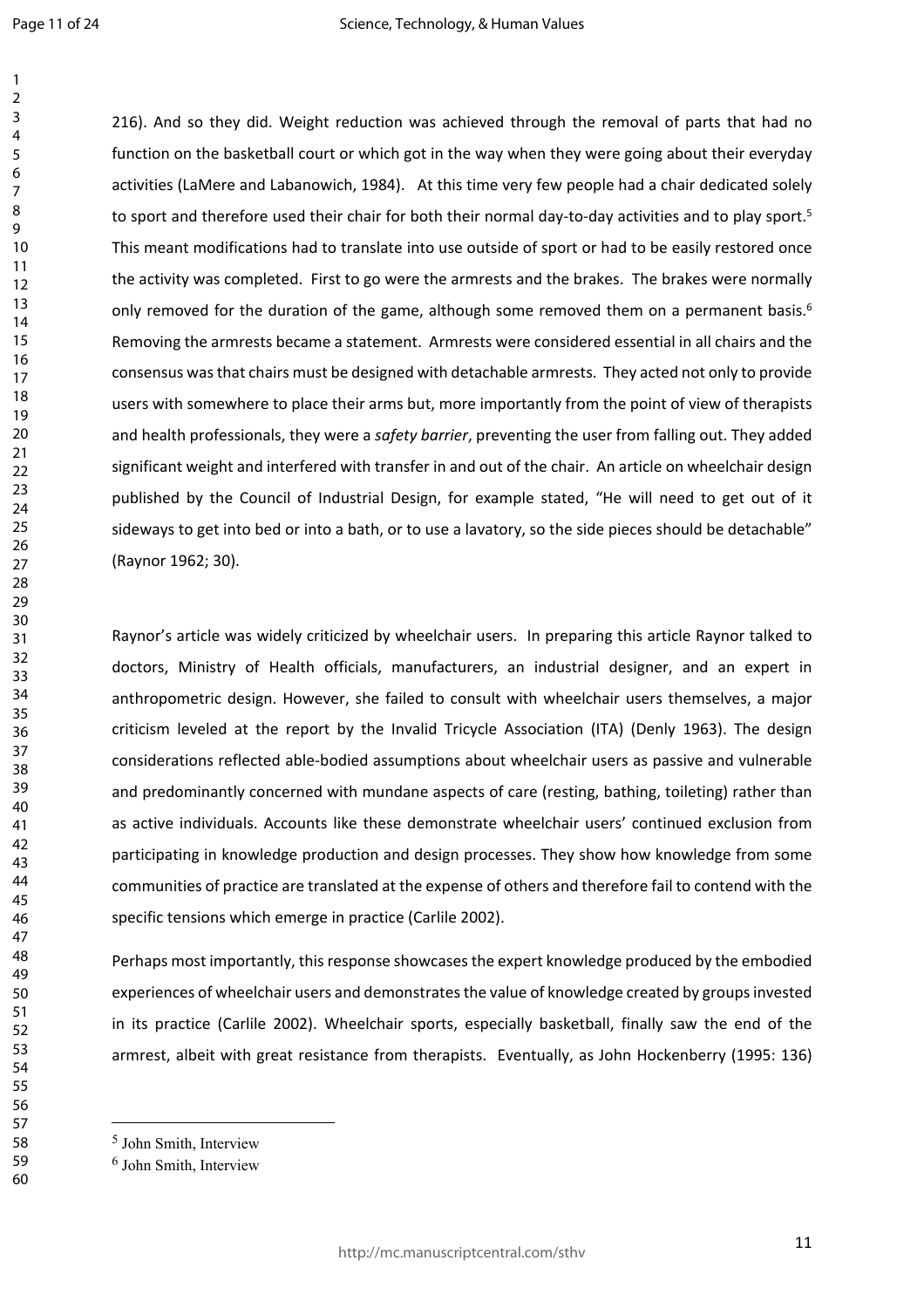216). And so they did. Weight reduction was achieved through the removal of parts that had no function on the basketball court or which got in the way when they were going about their everyday activities (LaMere and Labanowich, 1984). At this time very few people had a chair dedicated solely to sport and therefore used their chair for both their normal day-to-day activities and to play sport.[5] This meant modifications had to translate into use outside of sport or had to be easily restored once the activity was completed. First to go were the armrests and the brakes. The brakes were normally only removed for the duration of the game, although some removed them on a permanent basis.[6] Removing the armrests became a statement. Armrests were considered essential in all chairs and the consensus was that chairs must be designed with detachable armrests. They acted not only to provide users with somewhere to place their arms but, more importantly from the point of view of therapists and health professionals, they were a *safety barrier*, preventing the user from falling out. They added significant weight and interfered with transfer in and out of the chair. An article on wheelchair design published by the Council of Industrial Design, for example stated, "He will need to get out of it sideways to get into bed or into a bath, or to use a lavatory, so the side pieces should be detachable" (Raynor 1962; 30).

Raynor's article was widely criticized by wheelchair users. In preparing this article Raynor talked to doctors, Ministry of Health officials, manufacturers, an industrial designer, and an expert in anthropometric design. However, she failed to consult with wheelchair users themselves, a major criticism leveled at the report by the Invalid Tricycle Association (ITA) (Denly 1963). The design considerations reflected able-bodied assumptions about wheelchair users as passive and vulnerable and predominantly concerned with mundane aspects of care (resting, bathing, toileting) rather than as active individuals. Accounts like these demonstrate wheelchair users' continued exclusion from participating in knowledge production and design processes. They show how knowledge from some communities of practice are translated at the expense of others and therefore fail to contend with the specific tensions which emerge in practice (Carlile 2002).

Perhaps most importantly, this response showcases the expert knowledge produced by the embodied experiences of wheelchair users and demonstrates the value of knowledge created by groups invested in its practice (Carlile 2002). Wheelchair sports, especially basketball, finally saw the end of the armrest, albeit with great resistance from therapists. Eventually, as John Hockenberry (1995: 136)

---

[5] John Smith, Interview

[6] John Smith, Interview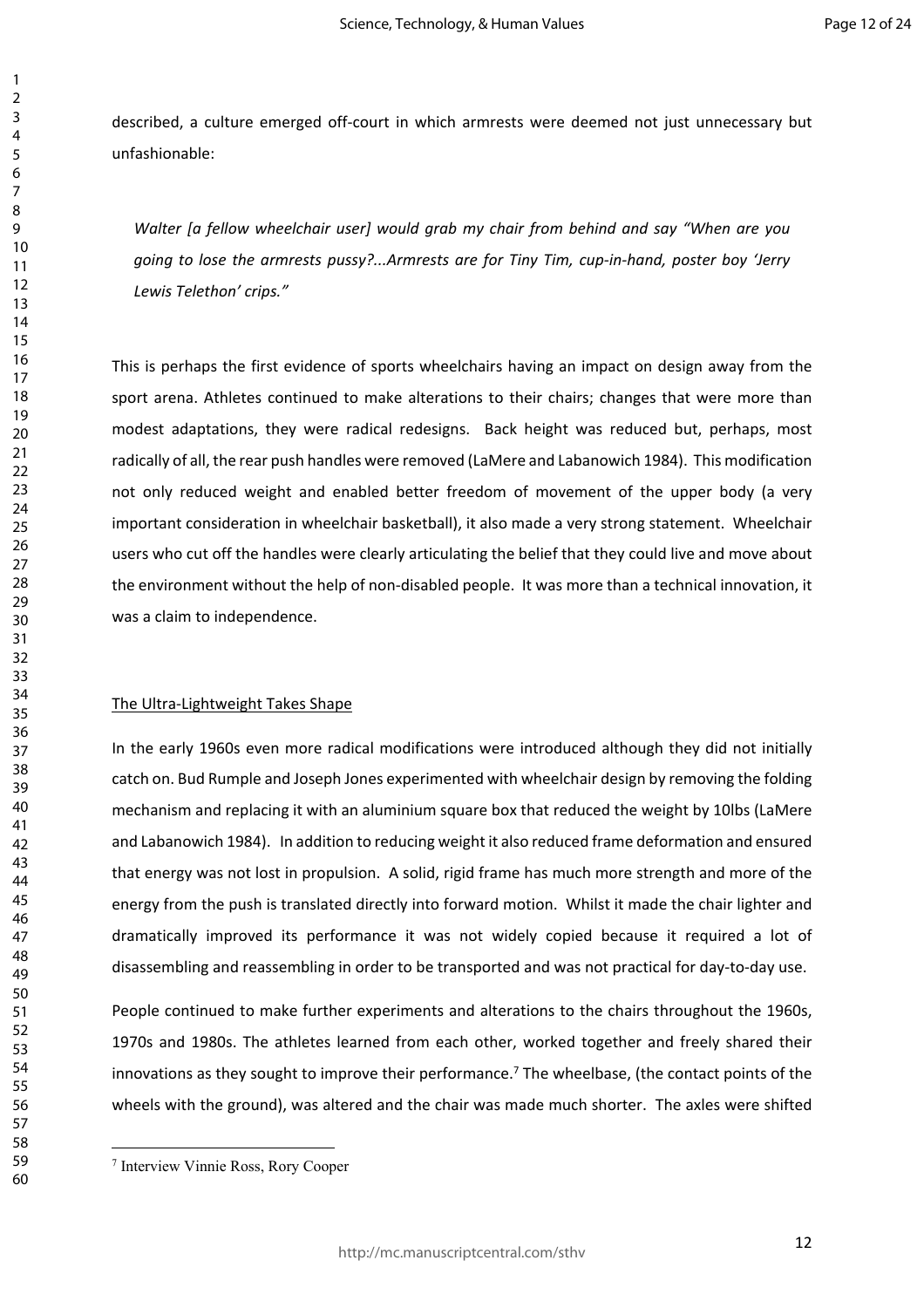described, a culture emerged off-court in which armrests were deemed not just unnecessary but unfashionable:

> *Walter [a fellow wheelchair user] would grab my chair from behind and say "When are you going to lose the armrests pussy?...Armrests are for Tiny Tim, cup-in-hand, poster boy 'Jerry Lewis Telethon' crips."*

This is perhaps the first evidence of sports wheelchairs having an impact on design away from the sport arena. Athletes continued to make alterations to their chairs; changes that were more than modest adaptations, they were radical redesigns. Back height was reduced but, perhaps, most radically of all, the rear push handles were removed (LaMere and Labanowich 1984). This modification not only reduced weight and enabled better freedom of movement of the upper body (a very important consideration in wheelchair basketball), it also made a very strong statement. Wheelchair users who cut off the handles were clearly articulating the belief that they could live and move about the environment without the help of non-disabled people. It was more than a technical innovation, it was a claim to independence.

## The Ultra-Lightweight Takes Shape

In the early 1960s even more radical modifications were introduced although they did not initially catch on. Bud Rumple and Joseph Jones experimented with wheelchair design by removing the folding mechanism and replacing it with an aluminium square box that reduced the weight by 10lbs (LaMere and Labanowich 1984). In addition to reducing weight it also reduced frame deformation and ensured that energy was not lost in propulsion. A solid, rigid frame has much more strength and more of the energy from the push is translated directly into forward motion. Whilst it made the chair lighter and dramatically improved its performance it was not widely copied because it required a lot of disassembling and reassembling in order to be transported and was not practical for day-to-day use.

People continued to make further experiments and alterations to the chairs throughout the 1960s, 1970s and 1980s. The athletes learned from each other, worked together and freely shared their innovations as they sought to improve their performance.[7] The wheelbase, (the contact points of the wheels with the ground), was altered and the chair was made much shorter. The axles were shifted

---

[7] Interview Vinnie Ross, Rory Cooper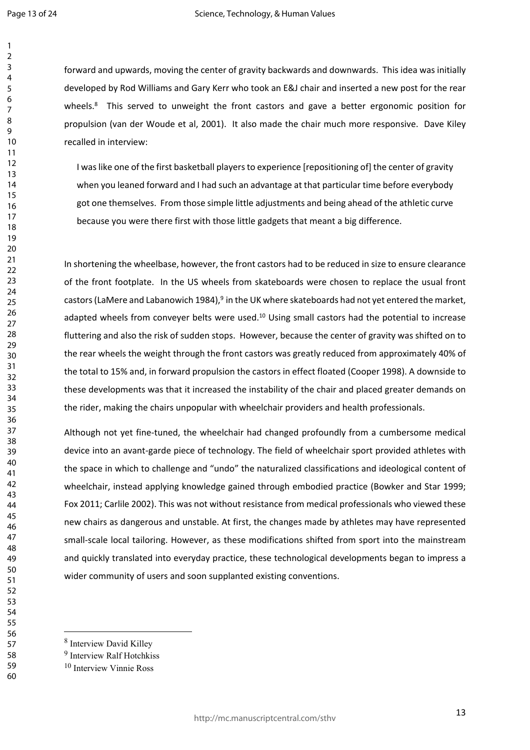forward and upwards, moving the center of gravity backwards and downwards. This idea was initially developed by Rod Williams and Gary Kerr who took an E&J chair and inserted a new post for the rear wheels.[8] This served to unweight the front castors and gave a better ergonomic position for propulsion (van der Woude et al, 2001). It also made the chair much more responsive. Dave Kiley recalled in interview:

> I was like one of the first basketball players to experience [repositioning of] the center of gravity when you leaned forward and I had such an advantage at that particular time before everybody got one themselves. From those simple little adjustments and being ahead of the athletic curve because you were there first with those little gadgets that meant a big difference.

In shortening the wheelbase, however, the front castors had to be reduced in size to ensure clearance of the front footplate. In the US wheels from skateboards were chosen to replace the usual front castors (LaMere and Labanowich 1984),[9] in the UK where skateboards had not yet entered the market, adapted wheels from conveyer belts were used.[10] Using small castors had the potential to increase fluttering and also the risk of sudden stops. However, because the center of gravity was shifted on to the rear wheels the weight through the front castors was greatly reduced from approximately 40% of the total to 15% and, in forward propulsion the castors in effect floated (Cooper 1998). A downside to these developments was that it increased the instability of the chair and placed greater demands on the rider, making the chairs unpopular with wheelchair providers and health professionals.

Although not yet fine-tuned, the wheelchair had changed profoundly from a cumbersome medical device into an avant-garde piece of technology. The field of wheelchair sport provided athletes with the space in which to challenge and "undo" the naturalized classifications and ideological content of wheelchair, instead applying knowledge gained through embodied practice (Bowker and Star 1999; Fox 2011; Carlile 2002). This was not without resistance from medical professionals who viewed these new chairs as dangerous and unstable. At first, the changes made by athletes may have represented small-scale local tailoring. However, as these modifications shifted from sport into the mainstream and quickly translated into everyday practice, these technological developments began to impress a wider community of users and soon supplanted existing conventions.

---

[8] Interview David Killey

[9] Interview Ralf Hotchkiss

[10] Interview Vinnie Ross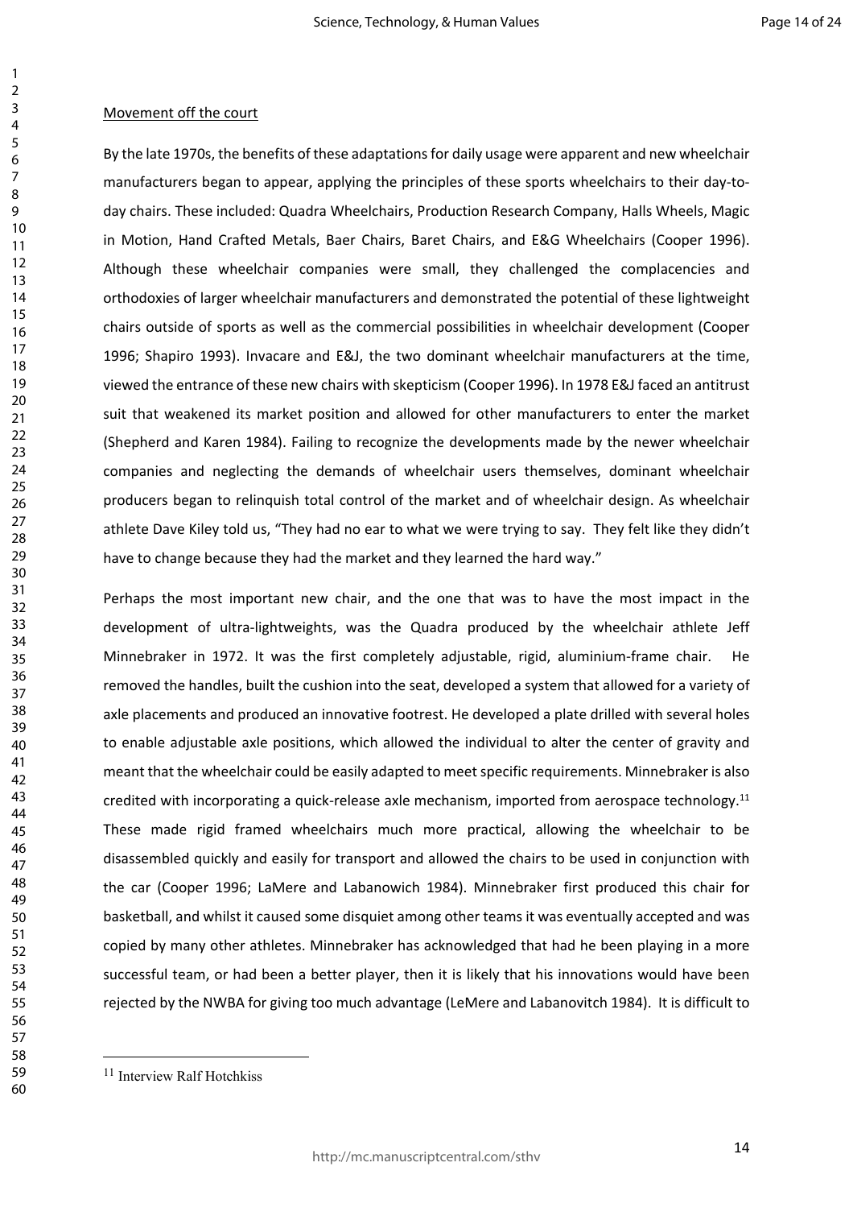Movement off the court

By the late 1970s, the benefits of these adaptations for daily usage were apparent and new wheelchair manufacturers began to appear, applying the principles of these sports wheelchairs to their day-to-day chairs. These included: Quadra Wheelchairs, Production Research Company, Halls Wheels, Magic in Motion, Hand Crafted Metals, Baer Chairs, Baret Chairs, and E&G Wheelchairs (Cooper 1996). Although these wheelchair companies were small, they challenged the complacencies and orthodoxies of larger wheelchair manufacturers and demonstrated the potential of these lightweight chairs outside of sports as well as the commercial possibilities in wheelchair development (Cooper 1996; Shapiro 1993). Invacare and E&J, the two dominant wheelchair manufacturers at the time, viewed the entrance of these new chairs with skepticism (Cooper 1996). In 1978 E&J faced an antitrust suit that weakened its market position and allowed for other manufacturers to enter the market (Shepherd and Karen 1984). Failing to recognize the developments made by the newer wheelchair companies and neglecting the demands of wheelchair users themselves, dominant wheelchair producers began to relinquish total control of the market and of wheelchair design. As wheelchair athlete Dave Kiley told us, "They had no ear to what we were trying to say. They felt like they didn't have to change because they had the market and they learned the hard way."

Perhaps the most important new chair, and the one that was to have the most impact in the development of ultra-lightweights, was the Quadra produced by the wheelchair athlete Jeff Minnebraker in 1972. It was the first completely adjustable, rigid, aluminium-frame chair. He removed the handles, built the cushion into the seat, developed a system that allowed for a variety of axle placements and produced an innovative footrest. He developed a plate drilled with several holes to enable adjustable axle positions, which allowed the individual to alter the center of gravity and meant that the wheelchair could be easily adapted to meet specific requirements. Minnebraker is also credited with incorporating a quick-release axle mechanism, imported from aerospace technology.[11] These made rigid framed wheelchairs much more practical, allowing the wheelchair to be disassembled quickly and easily for transport and allowed the chairs to be used in conjunction with the car (Cooper 1996; LaMere and Labanowich 1984). Minnebraker first produced this chair for basketball, and whilst it caused some disquiet among other teams it was eventually accepted and was copied by many other athletes. Minnebraker has acknowledged that had he been playing in a more successful team, or had been a better player, then it is likely that his innovations would have been rejected by the NWBA for giving too much advantage (LeMere and Labanovitch 1984). It is difficult to

[11] Interview Ralf Hotchkiss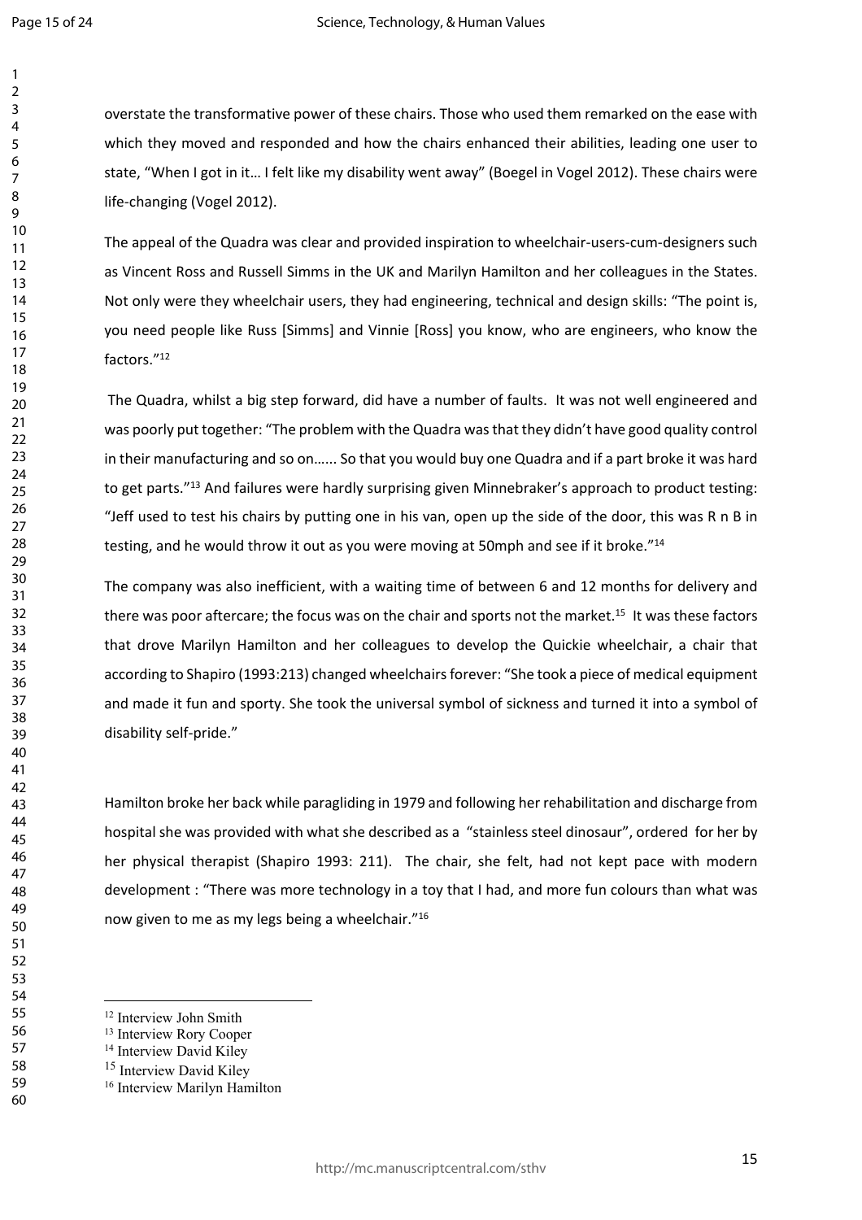overstate the transformative power of these chairs. Those who used them remarked on the ease with which they moved and responded and how the chairs enhanced their abilities, leading one user to state, "When I got in it… I felt like my disability went away" (Boegel in Vogel 2012). These chairs were life-changing (Vogel 2012).

The appeal of the Quadra was clear and provided inspiration to wheelchair-users-cum-designers such as Vincent Ross and Russell Simms in the UK and Marilyn Hamilton and her colleagues in the States. Not only were they wheelchair users, they had engineering, technical and design skills: "The point is, you need people like Russ [Simms] and Vinnie [Ross] you know, who are engineers, who know the factors."[12]

The Quadra, whilst a big step forward, did have a number of faults. It was not well engineered and was poorly put together: "The problem with the Quadra was that they didn't have good quality control in their manufacturing and so on…... So that you would buy one Quadra and if a part broke it was hard to get parts."[13] And failures were hardly surprising given Minnebraker's approach to product testing: "Jeff used to test his chairs by putting one in his van, open up the side of the door, this was R n B in testing, and he would throw it out as you were moving at 50mph and see if it broke."[14]

The company was also inefficient, with a waiting time of between 6 and 12 months for delivery and there was poor aftercare; the focus was on the chair and sports not the market.[15] It was these factors that drove Marilyn Hamilton and her colleagues to develop the Quickie wheelchair, a chair that according to Shapiro (1993:213) changed wheelchairs forever: "She took a piece of medical equipment and made it fun and sporty. She took the universal symbol of sickness and turned it into a symbol of disability self-pride."

Hamilton broke her back while paragliding in 1979 and following her rehabilitation and discharge from hospital she was provided with what she described as a "stainless steel dinosaur", ordered for her by her physical therapist (Shapiro 1993: 211). The chair, she felt, had not kept pace with modern development : "There was more technology in a toy that I had, and more fun colours than what was now given to me as my legs being a wheelchair."[16]

---

[12] Interview John Smith

[13] Interview Rory Cooper

[14] Interview David Kiley

[15] Interview David Kiley

[16] Interview Marilyn Hamilton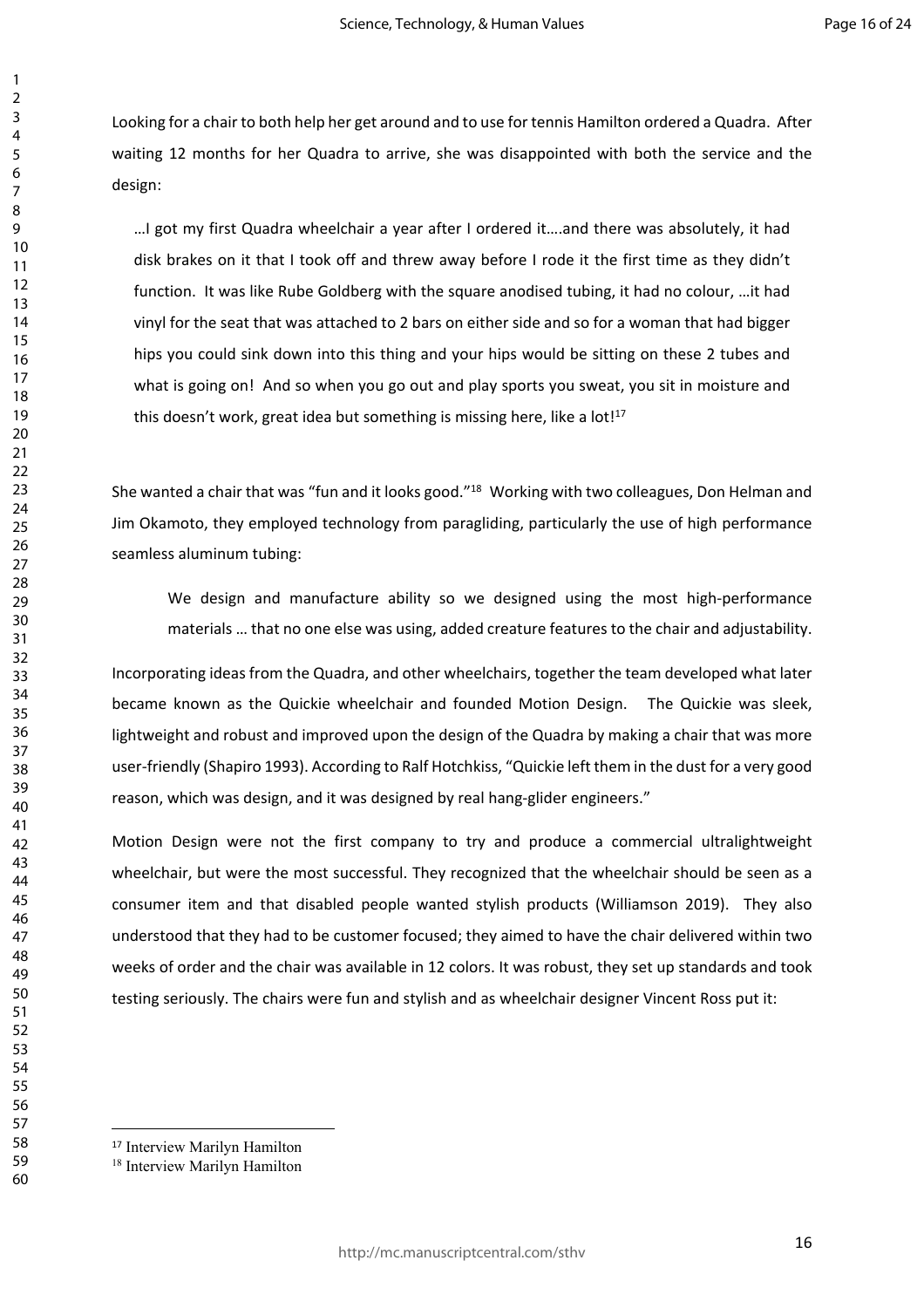Looking for a chair to both help her get around and to use for tennis Hamilton ordered a Quadra. After waiting 12 months for her Quadra to arrive, she was disappointed with both the service and the design:

> …I got my first Quadra wheelchair a year after I ordered it….and there was absolutely, it had disk brakes on it that I took off and threw away before I rode it the first time as they didn't function. It was like Rube Goldberg with the square anodised tubing, it had no colour, …it had vinyl for the seat that was attached to 2 bars on either side and so for a woman that had bigger hips you could sink down into this thing and your hips would be sitting on these 2 tubes and what is going on! And so when you go out and play sports you sweat, you sit in moisture and this doesn't work, great idea but something is missing here, like a lot![17]

She wanted a chair that was "fun and it looks good."[18] Working with two colleagues, Don Helman and Jim Okamoto, they employed technology from paragliding, particularly the use of high performance seamless aluminum tubing:

> We design and manufacture ability so we designed using the most high-performance materials … that no one else was using, added creature features to the chair and adjustability.

Incorporating ideas from the Quadra, and other wheelchairs, together the team developed what later became known as the Quickie wheelchair and founded Motion Design. The Quickie was sleek, lightweight and robust and improved upon the design of the Quadra by making a chair that was more user-friendly (Shapiro 1993). According to Ralf Hotchkiss, "Quickie left them in the dust for a very good reason, which was design, and it was designed by real hang-glider engineers."

Motion Design were not the first company to try and produce a commercial ultralightweight wheelchair, but were the most successful. They recognized that the wheelchair should be seen as a consumer item and that disabled people wanted stylish products (Williamson 2019). They also understood that they had to be customer focused; they aimed to have the chair delivered within two weeks of order and the chair was available in 12 colors. It was robust, they set up standards and took testing seriously. The chairs were fun and stylish and as wheelchair designer Vincent Ross put it:

---

[17] Interview Marilyn Hamilton

[18] Interview Marilyn Hamilton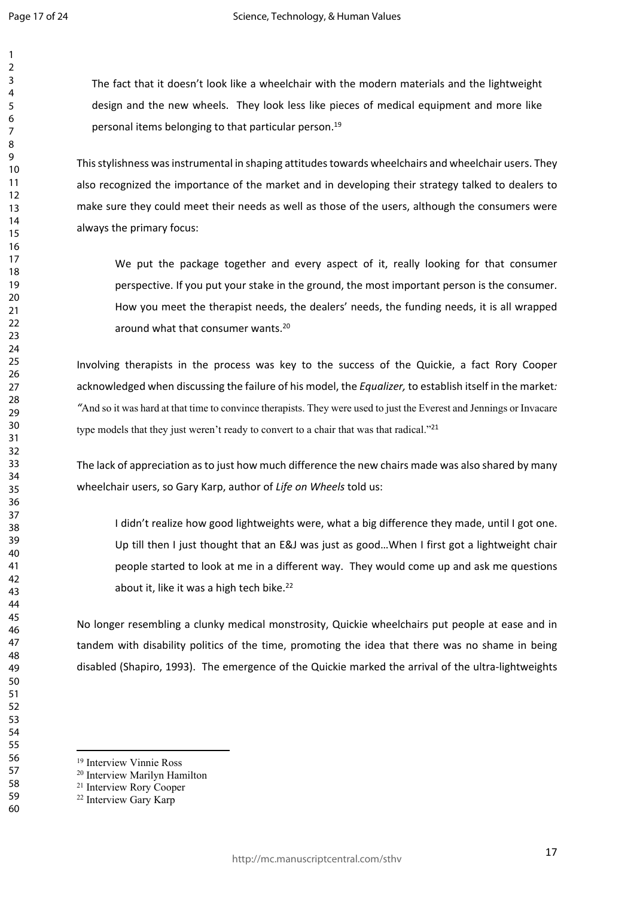> The fact that it doesn't look like a wheelchair with the modern materials and the lightweight design and the new wheels. They look less like pieces of medical equipment and more like personal items belonging to that particular person.[19]

This stylishness was instrumental in shaping attitudes towards wheelchairs and wheelchair users. They also recognized the importance of the market and in developing their strategy talked to dealers to make sure they could meet their needs as well as those of the users, although the consumers were always the primary focus:

> We put the package together and every aspect of it, really looking for that consumer perspective. If you put your stake in the ground, the most important person is the consumer. How you meet the therapist needs, the dealers' needs, the funding needs, it is all wrapped around what that consumer wants.[20]

Involving therapists in the process was key to the success of the Quickie, a fact Rory Cooper acknowledged when discussing the failure of his model, the *Equalizer,* to establish itself in the market*:* "And so it was hard at that time to convince therapists. They were used to just the Everest and Jennings or Invacare type models that they just weren't ready to convert to a chair that was that radical."[21]

The lack of appreciation as to just how much difference the new chairs made was also shared by many wheelchair users, so Gary Karp, author of *Life on Wheels* told us:

> I didn't realize how good lightweights were, what a big difference they made, until I got one. Up till then I just thought that an E&J was just as good…When I first got a lightweight chair people started to look at me in a different way. They would come up and ask me questions about it, like it was a high tech bike.[22]

No longer resembling a clunky medical monstrosity, Quickie wheelchairs put people at ease and in tandem with disability politics of the time, promoting the idea that there was no shame in being disabled (Shapiro, 1993). The emergence of the Quickie marked the arrival of the ultra-lightweights

---

[19] Interview Vinnie Ross

[20] Interview Marilyn Hamilton

[21] Interview Rory Cooper

[22] Interview Gary Karp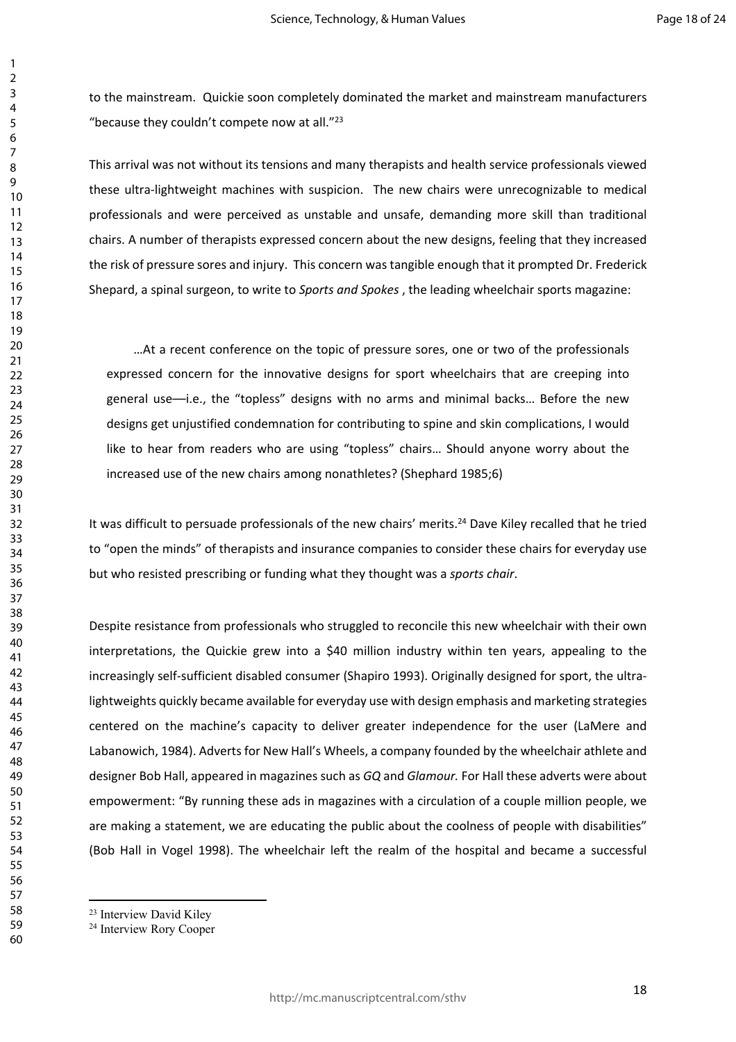to the mainstream. Quickie soon completely dominated the market and mainstream manufacturers "because they couldn't compete now at all."[23]

This arrival was not without its tensions and many therapists and health service professionals viewed these ultra-lightweight machines with suspicion. The new chairs were unrecognizable to medical professionals and were perceived as unstable and unsafe, demanding more skill than traditional chairs. A number of therapists expressed concern about the new designs, feeling that they increased the risk of pressure sores and injury. This concern was tangible enough that it prompted Dr. Frederick Shepard, a spinal surgeon, to write to *Sports and Spokes* , the leading wheelchair sports magazine:

> …At a recent conference on the topic of pressure sores, one or two of the professionals expressed concern for the innovative designs for sport wheelchairs that are creeping into general use—i.e., the "topless" designs with no arms and minimal backs… Before the new designs get unjustified condemnation for contributing to spine and skin complications, I would like to hear from readers who are using "topless" chairs… Should anyone worry about the increased use of the new chairs among nonathletes? (Shephard 1985;6)

It was difficult to persuade professionals of the new chairs' merits.[24] Dave Kiley recalled that he tried to "open the minds" of therapists and insurance companies to consider these chairs for everyday use but who resisted prescribing or funding what they thought was a *sports chair*.

Despite resistance from professionals who struggled to reconcile this new wheelchair with their own interpretations, the Quickie grew into a $40 million industry within ten years, appealing to the increasingly self-sufficient disabled consumer (Shapiro 1993). Originally designed for sport, the ultra-lightweights quickly became available for everyday use with design emphasis and marketing strategies centered on the machine's capacity to deliver greater independence for the user (LaMere and Labanowich, 1984). Adverts for New Hall's Wheels, a company founded by the wheelchair athlete and designer Bob Hall, appeared in magazines such as *GQ* and *Glamour.* For Hall these adverts were about empowerment: "By running these ads in magazines with a circulation of a couple million people, we are making a statement, we are educating the public about the coolness of people with disabilities" (Bob Hall in Vogel 1998). The wheelchair left the realm of the hospital and became a successful

---

[23] Interview David Kiley

[24] Interview Rory Cooper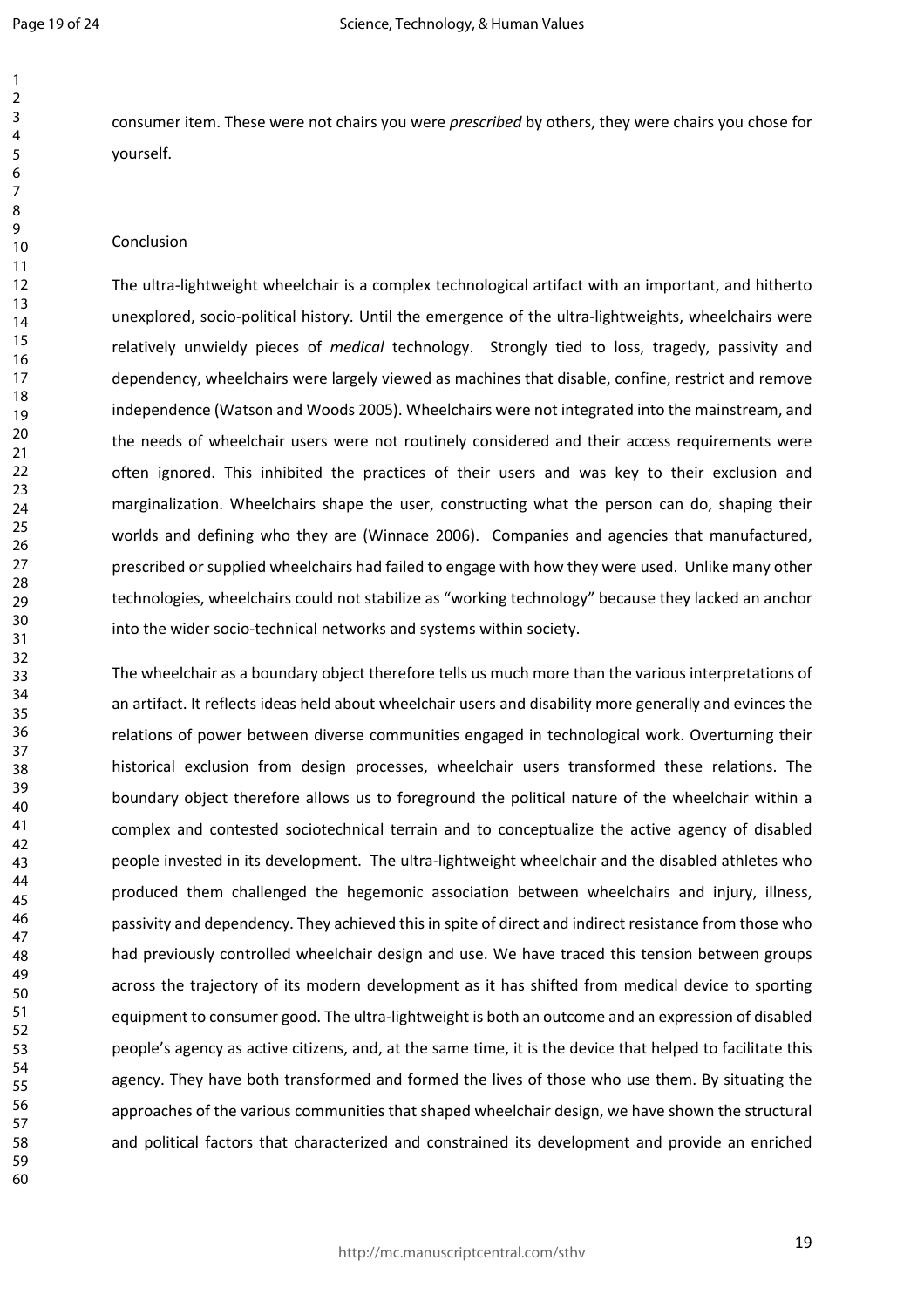consumer item. These were not chairs you were *prescribed* by others, they were chairs you chose for yourself.

## Conclusion

The ultra-lightweight wheelchair is a complex technological artifact with an important, and hitherto unexplored, socio-political history. Until the emergence of the ultra-lightweights, wheelchairs were relatively unwieldy pieces of *medical* technology. Strongly tied to loss, tragedy, passivity and dependency, wheelchairs were largely viewed as machines that disable, confine, restrict and remove independence (Watson and Woods 2005). Wheelchairs were not integrated into the mainstream, and the needs of wheelchair users were not routinely considered and their access requirements were often ignored. This inhibited the practices of their users and was key to their exclusion and marginalization. Wheelchairs shape the user, constructing what the person can do, shaping their worlds and defining who they are (Winnace 2006). Companies and agencies that manufactured, prescribed or supplied wheelchairs had failed to engage with how they were used. Unlike many other technologies, wheelchairs could not stabilize as "working technology" because they lacked an anchor into the wider socio-technical networks and systems within society.

The wheelchair as a boundary object therefore tells us much more than the various interpretations of an artifact. It reflects ideas held about wheelchair users and disability more generally and evinces the relations of power between diverse communities engaged in technological work. Overturning their historical exclusion from design processes, wheelchair users transformed these relations. The boundary object therefore allows us to foreground the political nature of the wheelchair within a complex and contested sociotechnical terrain and to conceptualize the active agency of disabled people invested in its development. The ultra-lightweight wheelchair and the disabled athletes who produced them challenged the hegemonic association between wheelchairs and injury, illness, passivity and dependency. They achieved this in spite of direct and indirect resistance from those who had previously controlled wheelchair design and use. We have traced this tension between groups across the trajectory of its modern development as it has shifted from medical device to sporting equipment to consumer good. The ultra-lightweight is both an outcome and an expression of disabled people's agency as active citizens, and, at the same time, it is the device that helped to facilitate this agency. They have both transformed and formed the lives of those who use them. By situating the approaches of the various communities that shaped wheelchair design, we have shown the structural and political factors that characterized and constrained its development and provide an enriched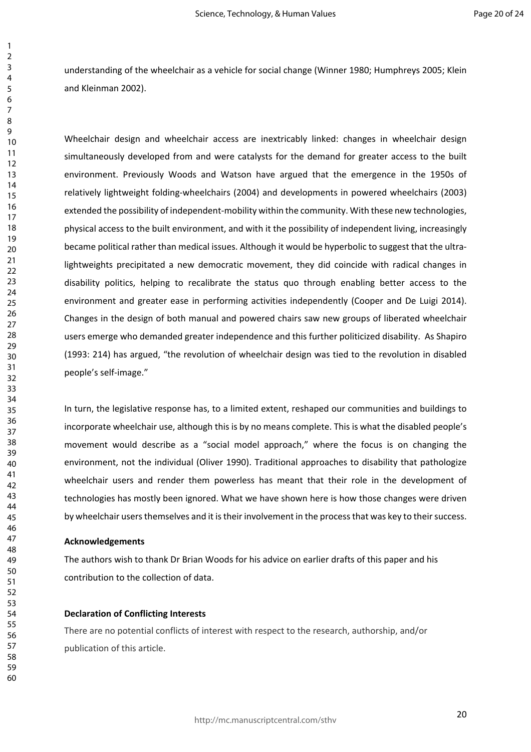understanding of the wheelchair as a vehicle for social change (Winner 1980; Humphreys 2005; Klein and Kleinman 2002).

Wheelchair design and wheelchair access are inextricably linked: changes in wheelchair design simultaneously developed from and were catalysts for the demand for greater access to the built environment. Previously Woods and Watson have argued that the emergence in the 1950s of relatively lightweight folding-wheelchairs (2004) and developments in powered wheelchairs (2003) extended the possibility of independent-mobility within the community. With these new technologies, physical access to the built environment, and with it the possibility of independent living, increasingly became political rather than medical issues. Although it would be hyperbolic to suggest that the ultra-lightweights precipitated a new democratic movement, they did coincide with radical changes in disability politics, helping to recalibrate the status quo through enabling better access to the environment and greater ease in performing activities independently (Cooper and De Luigi 2014). Changes in the design of both manual and powered chairs saw new groups of liberated wheelchair users emerge who demanded greater independence and this further politicized disability. As Shapiro (1993: 214) has argued, "the revolution of wheelchair design was tied to the revolution in disabled people's self-image."

In turn, the legislative response has, to a limited extent, reshaped our communities and buildings to incorporate wheelchair use, although this is by no means complete. This is what the disabled people's movement would describe as a "social model approach," where the focus is on changing the environment, not the individual (Oliver 1990). Traditional approaches to disability that pathologize wheelchair users and render them powerless has meant that their role in the development of technologies has mostly been ignored. What we have shown here is how those changes were driven by wheelchair users themselves and it is their involvement in the process that was key to their success.

**Acknowledgements**

The authors wish to thank Dr Brian Woods for his advice on earlier drafts of this paper and his contribution to the collection of data.

**Declaration of Conflicting Interests**

There are no potential conflicts of interest with respect to the research, authorship, and/or publication of this article.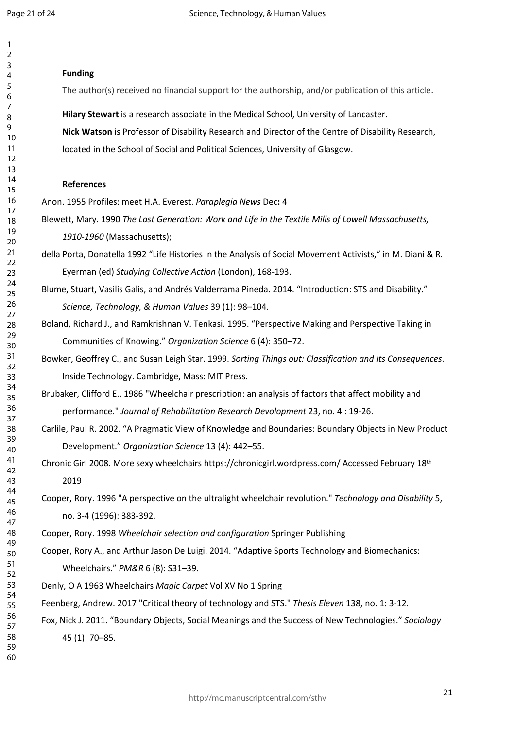**Funding**

The author(s) received no financial support for the authorship, and/or publication of this article.

**Hilary Stewart** is a research associate in the Medical School, University of Lancaster.

**Nick Watson** is Professor of Disability Research and Director of the Centre of Disability Research, located in the School of Social and Political Sciences, University of Glasgow.

**References**

Anon. 1955 Profiles: meet H.A. Everest. *Paraplegia News* Dec**:** 4

Blewett, Mary. 1990 *The Last Generation: Work and Life in the Textile Mills of Lowell Massachusetts, 1910-1960* (Massachusetts);

della Porta, Donatella 1992 "Life Histories in the Analysis of Social Movement Activists," in M. Diani & R. Eyerman (ed) *Studying Collective Action* (London), 168-193.

Blume, Stuart, Vasilis Galis, and Andrés Valderrama Pineda. 2014. "Introduction: STS and Disability." *Science, Technology, & Human Values* 39 (1): 98–104.

Boland, Richard J., and Ramkrishnan V. Tenkasi. 1995. "Perspective Making and Perspective Taking in Communities of Knowing." *Organization Science* 6 (4): 350–72.

Bowker, Geoffrey C., and Susan Leigh Star. 1999. *Sorting Things out: Classification and Its Consequences*. Inside Technology. Cambridge, Mass: MIT Press.

Brubaker, Clifford E., 1986 "Wheelchair prescription: an analysis of factors that affect mobility and performance." *Journal of Rehabilitation Research Devolopment* 23, no. 4 : 19-26.

Carlile, Paul R. 2002. "A Pragmatic View of Knowledge and Boundaries: Boundary Objects in New Product Development." *Organization Science* 13 (4): 442–55.

Chronic Girl 2008. More sexy wheelchairs https://chronicgirl.wordpress.com/ Accessed February 18th 2019

Cooper, Rory. 1996 "A perspective on the ultralight wheelchair revolution." *Technology and Disability* 5, no. 3-4 (1996): 383-392.

Cooper, Rory. 1998 *Wheelchair selection and configuration* Springer Publishing

Cooper, Rory A., and Arthur Jason De Luigi. 2014. "Adaptive Sports Technology and Biomechanics: Wheelchairs." *PM&R* 6 (8): S31–39.

Denly, O A 1963 Wheelchairs *Magic Carpet* Vol XV No 1 Spring

Feenberg, Andrew. 2017 "Critical theory of technology and STS." *Thesis Eleven* 138, no. 1: 3-12.

Fox, Nick J. 2011. "Boundary Objects, Social Meanings and the Success of New Technologies." *Sociology* 45 (1): 70–85.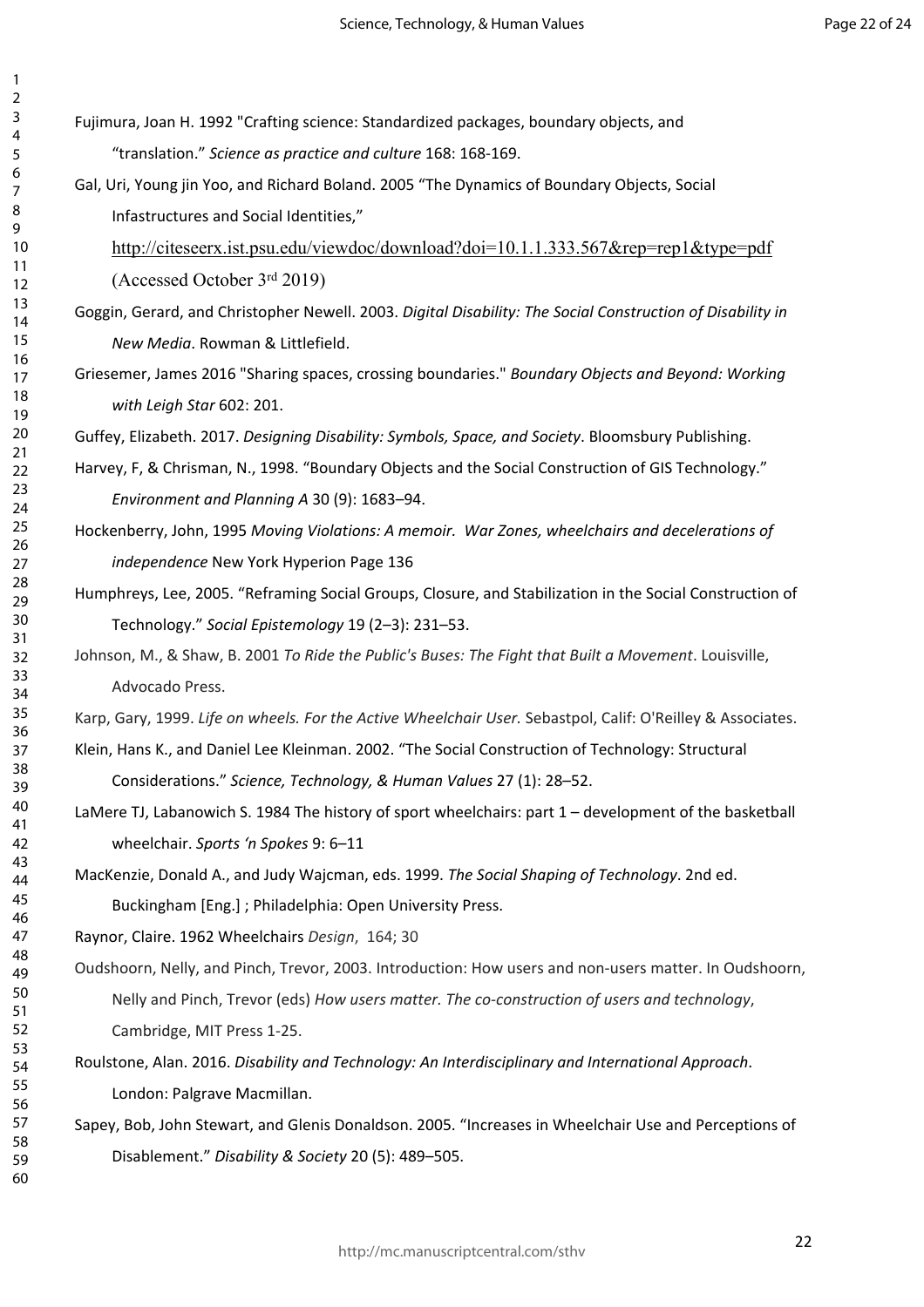Fujimura, Joan H. 1992 "Crafting science: Standardized packages, boundary objects, and "translation." *Science as practice and culture* 168: 168-169.

Gal, Uri, Young jin Yoo, and Richard Boland. 2005 "The Dynamics of Boundary Objects, Social Infastructures and Social Identities," http://citeseerx.ist.psu.edu/viewdoc/download?doi=10.1.1.333.567&rep=rep1&type=pdf (Accessed October 3rd 2019)

Goggin, Gerard, and Christopher Newell. 2003. *Digital Disability: The Social Construction of Disability in New Media*. Rowman & Littlefield.

Griesemer, James 2016 "Sharing spaces, crossing boundaries." *Boundary Objects and Beyond: Working with Leigh Star* 602: 201.

Guffey, Elizabeth. 2017. *Designing Disability: Symbols, Space, and Society*. Bloomsbury Publishing.

Harvey, F, & Chrisman, N., 1998. "Boundary Objects and the Social Construction of GIS Technology." *Environment and Planning A* 30 (9): 1683–94.

Hockenberry, John, 1995 *Moving Violations: A memoir. War Zones, wheelchairs and decelerations of independence* New York Hyperion Page 136

Humphreys, Lee, 2005. "Reframing Social Groups, Closure, and Stabilization in the Social Construction of Technology." *Social Epistemology* 19 (2–3): 231–53.

Johnson, M., & Shaw, B. 2001 *To Ride the Public's Buses: The Fight that Built a Movement*. Louisville, Advocado Press.

Karp, Gary, 1999. *Life on wheels. For the Active Wheelchair User.* Sebastpol, Calif: O'Reilley & Associates.

Klein, Hans K., and Daniel Lee Kleinman. 2002. "The Social Construction of Technology: Structural Considerations." *Science, Technology, & Human Values* 27 (1): 28–52.

LaMere TJ, Labanowich S. 1984 The history of sport wheelchairs: part 1 – development of the basketball wheelchair. *Sports 'n Spokes* 9: 6–11

MacKenzie, Donald A., and Judy Wajcman, eds. 1999. *The Social Shaping of Technology*. 2nd ed. Buckingham [Eng.] ; Philadelphia: Open University Press.

Raynor, Claire. 1962 Wheelchairs *Design*, 164; 30

Oudshoorn, Nelly, and Pinch, Trevor, 2003. Introduction: How users and non-users matter. In Oudshoorn, Nelly and Pinch, Trevor (eds) *How users matter. The co-construction of users and technology*, Cambridge, MIT Press 1-25.

Roulstone, Alan. 2016. *Disability and Technology: An Interdisciplinary and International Approach*. London: Palgrave Macmillan.

Sapey, Bob, John Stewart, and Glenis Donaldson. 2005. "Increases in Wheelchair Use and Perceptions of Disablement." *Disability & Society* 20 (5): 489–505.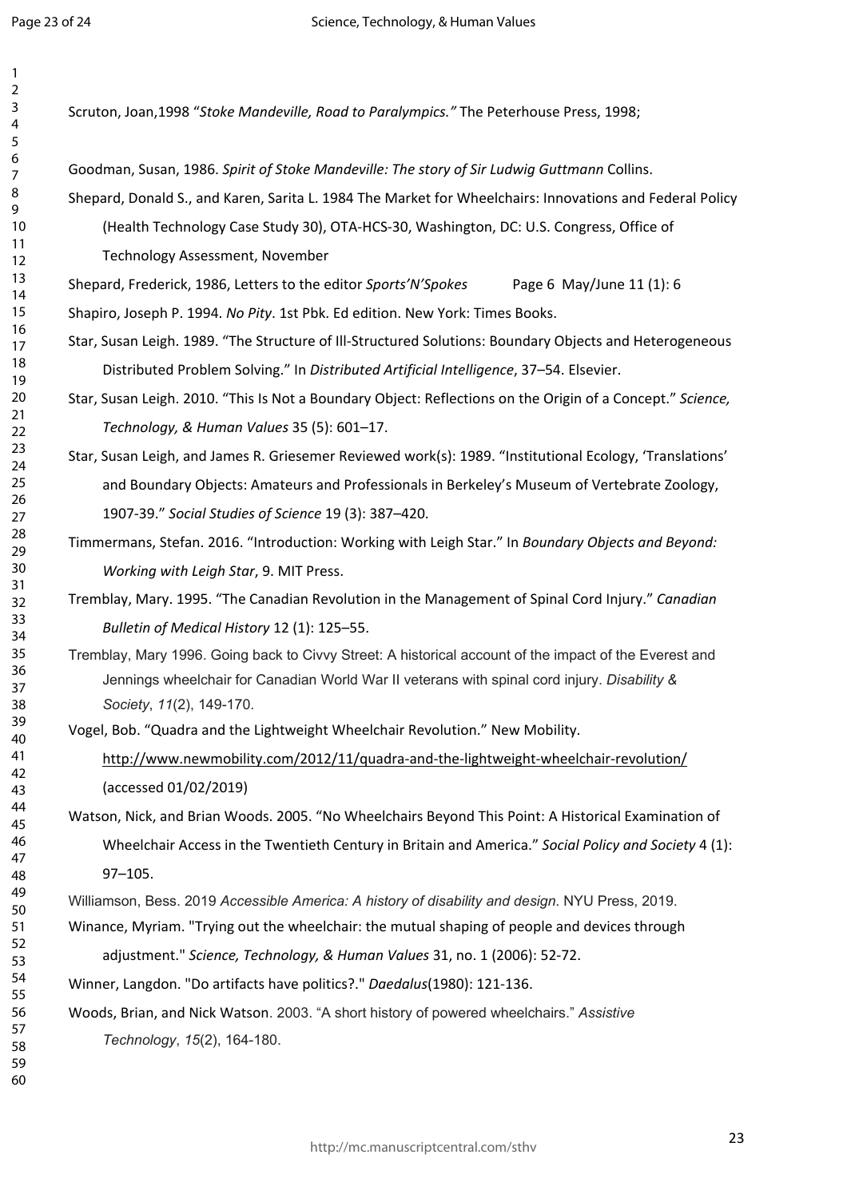Scruton, Joan,1998 "*Stoke Mandeville, Road to Paralympics.*" The Peterhouse Press, 1998;

Goodman, Susan, 1986. *Spirit of Stoke Mandeville: The story of Sir Ludwig Guttmann* Collins.

Shepard, Donald S., and Karen, Sarita L. 1984 The Market for Wheelchairs: Innovations and Federal Policy (Health Technology Case Study 30), OTA-HCS-30, Washington, DC: U.S. Congress, Office of Technology Assessment, November

Shepard, Frederick, 1986, Letters to the editor *Sports'N'Spokes* Page 6 May/June 11 (1): 6

Shapiro, Joseph P. 1994. *No Pity*. 1st Pbk. Ed edition. New York: Times Books.

Star, Susan Leigh. 1989. "The Structure of Ill-Structured Solutions: Boundary Objects and Heterogeneous Distributed Problem Solving." In *Distributed Artificial Intelligence*, 37–54. Elsevier.

Star, Susan Leigh. 2010. "This Is Not a Boundary Object: Reflections on the Origin of a Concept." *Science, Technology, & Human Values* 35 (5): 601–17.

Star, Susan Leigh, and James R. Griesemer Reviewed work(s): 1989. "Institutional Ecology, 'Translations' and Boundary Objects: Amateurs and Professionals in Berkeley's Museum of Vertebrate Zoology, 1907-39." *Social Studies of Science* 19 (3): 387–420.

Timmermans, Stefan. 2016. "Introduction: Working with Leigh Star." In *Boundary Objects and Beyond: Working with Leigh Star*, 9. MIT Press.

Tremblay, Mary. 1995. "The Canadian Revolution in the Management of Spinal Cord Injury." *Canadian Bulletin of Medical History* 12 (1): 125–55.

Tremblay, Mary 1996. Going back to Civvy Street: A historical account of the impact of the Everest and Jennings wheelchair for Canadian World War II veterans with spinal cord injury. *Disability & Society*, *11*(2), 149-170.

Vogel, Bob. "Quadra and the Lightweight Wheelchair Revolution." New Mobility. http://www.newmobility.com/2012/11/quadra-and-the-lightweight-wheelchair-revolution/ (accessed 01/02/2019)

Watson, Nick, and Brian Woods. 2005. "No Wheelchairs Beyond This Point: A Historical Examination of Wheelchair Access in the Twentieth Century in Britain and America." *Social Policy and Society* 4 (1): 97–105.

Williamson, Bess. 2019 *Accessible America: A history of disability and design*. NYU Press, 2019.

Winance, Myriam. "Trying out the wheelchair: the mutual shaping of people and devices through adjustment." *Science, Technology, & Human Values* 31, no. 1 (2006): 52-72.

Winner, Langdon. "Do artifacts have politics?." *Daedalus*(1980): 121-136.

Woods, Brian, and Nick Watson. 2003. "A short history of powered wheelchairs." *Assistive Technology*, *15*(2), 164-180.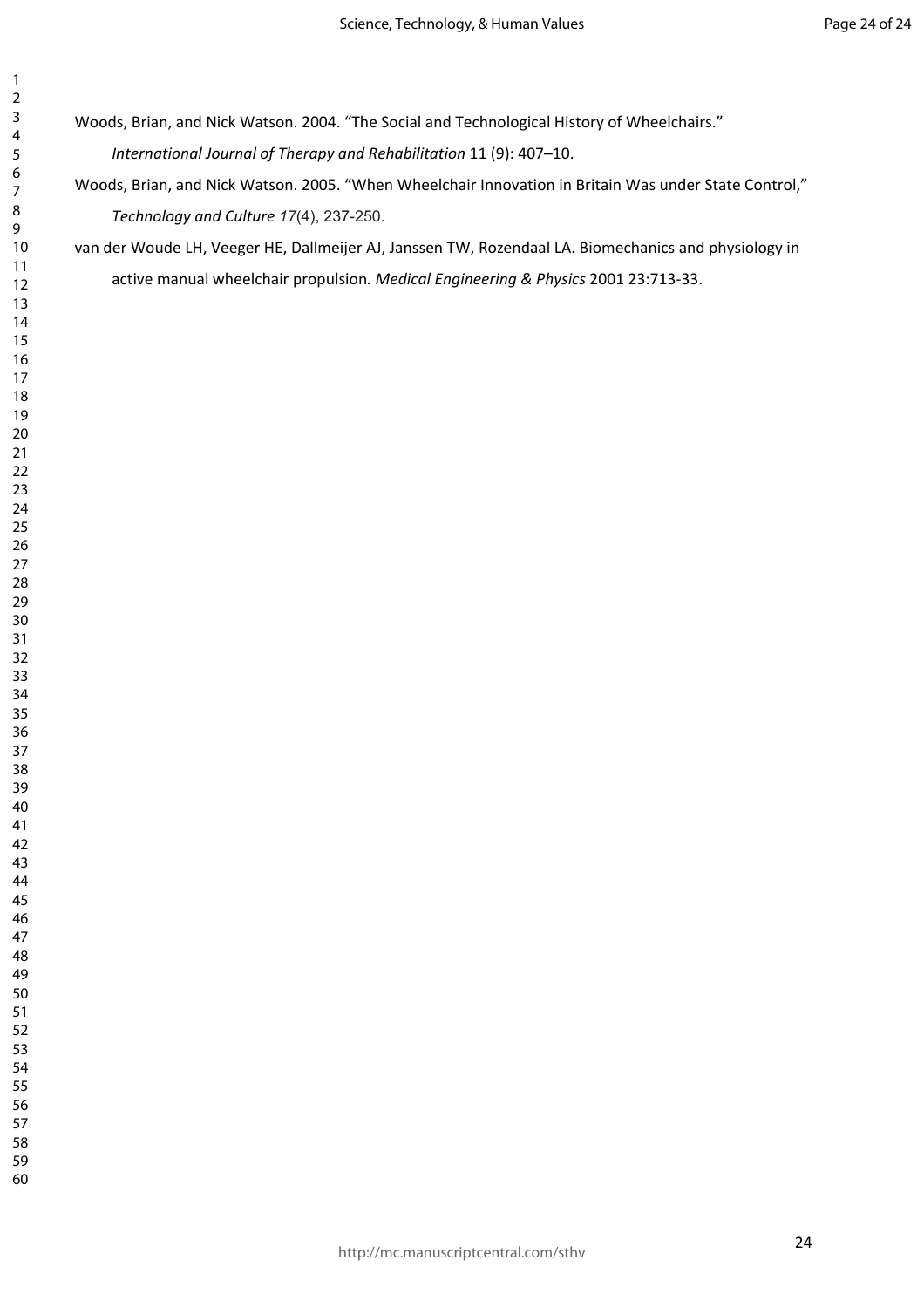Woods, Brian, and Nick Watson. 2004. "The Social and Technological History of Wheelchairs." *International Journal of Therapy and Rehabilitation* 11 (9): 407–10.

Woods, Brian, and Nick Watson. 2005. "When Wheelchair Innovation in Britain Was under State Control," *Technology and Culture 17*(4), 237-250.

van der Woude LH, Veeger HE, Dallmeijer AJ, Janssen TW, Rozendaal LA. Biomechanics and physiology in active manual wheelchair propulsion*. Medical Engineering & Physics* 2001 23:713-33.